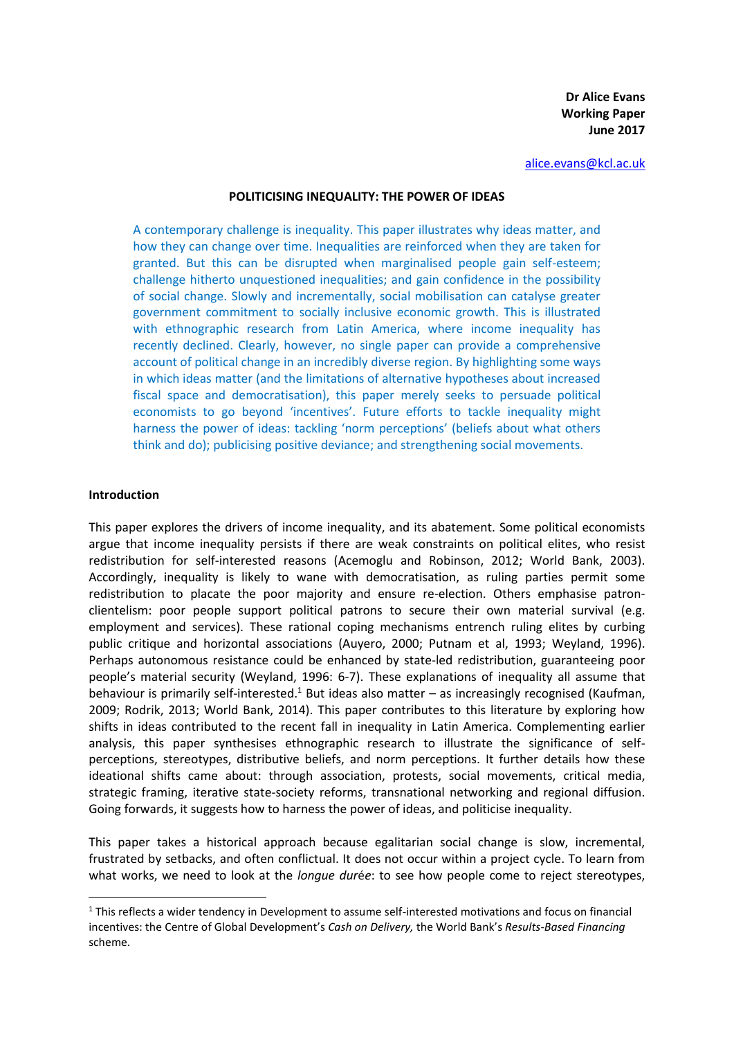**Dr Alice Evans**
**Working Paper**
**June 2017**

alice.evans@kcl.ac.uk

# POLITICISING INEQUALITY: THE POWER OF IDEAS

A contemporary challenge is inequality. This paper illustrates why ideas matter, and how they can change over time. Inequalities are reinforced when they are taken for granted. But this can be disrupted when marginalised people gain self-esteem; challenge hitherto unquestioned inequalities; and gain confidence in the possibility of social change. Slowly and incrementally, social mobilisation can catalyse greater government commitment to socially inclusive economic growth. This is illustrated with ethnographic research from Latin America, where income inequality has recently declined. Clearly, however, no single paper can provide a comprehensive account of political change in an incredibly diverse region. By highlighting some ways in which ideas matter (and the limitations of alternative hypotheses about increased fiscal space and democratisation), this paper merely seeks to persuade political economists to go beyond 'incentives'. Future efforts to tackle inequality might harness the power of ideas: tackling 'norm perceptions' (beliefs about what others think and do); publicising positive deviance; and strengthening social movements.

## Introduction

This paper explores the drivers of income inequality, and its abatement. Some political economists argue that income inequality persists if there are weak constraints on political elites, who resist redistribution for self-interested reasons (Acemoglu and Robinson, 2012; World Bank, 2003). Accordingly, inequality is likely to wane with democratisation, as ruling parties permit some redistribution to placate the poor majority and ensure re-election. Others emphasise patron-clientelism: poor people support political patrons to secure their own material survival (e.g. employment and services). These rational coping mechanisms entrench ruling elites by curbing public critique and horizontal associations (Auyero, 2000; Putnam et al, 1993; Weyland, 1996). Perhaps autonomous resistance could be enhanced by state-led redistribution, guaranteeing poor people's material security (Weyland, 1996: 6-7). These explanations of inequality all assume that behaviour is primarily self-interested.[1] But ideas also matter – as increasingly recognised (Kaufman, 2009; Rodrik, 2013; World Bank, 2014). This paper contributes to this literature by exploring how shifts in ideas contributed to the recent fall in inequality in Latin America. Complementing earlier analysis, this paper synthesises ethnographic research to illustrate the significance of self-perceptions, stereotypes, distributive beliefs, and norm perceptions. It further details how these ideational shifts came about: through association, protests, social movements, critical media, strategic framing, iterative state-society reforms, transnational networking and regional diffusion. Going forwards, it suggests how to harness the power of ideas, and politicise inequality.

This paper takes a historical approach because egalitarian social change is slow, incremental, frustrated by setbacks, and often conflictual. It does not occur within a project cycle. To learn from what works, we need to look at the *longue durée*: to see how people come to reject stereotypes,

[1] This reflects a wider tendency in Development to assume self-interested motivations and focus on financial incentives: the Centre of Global Development's *Cash on Delivery,* the World Bank's *Results-Based Financing* scheme.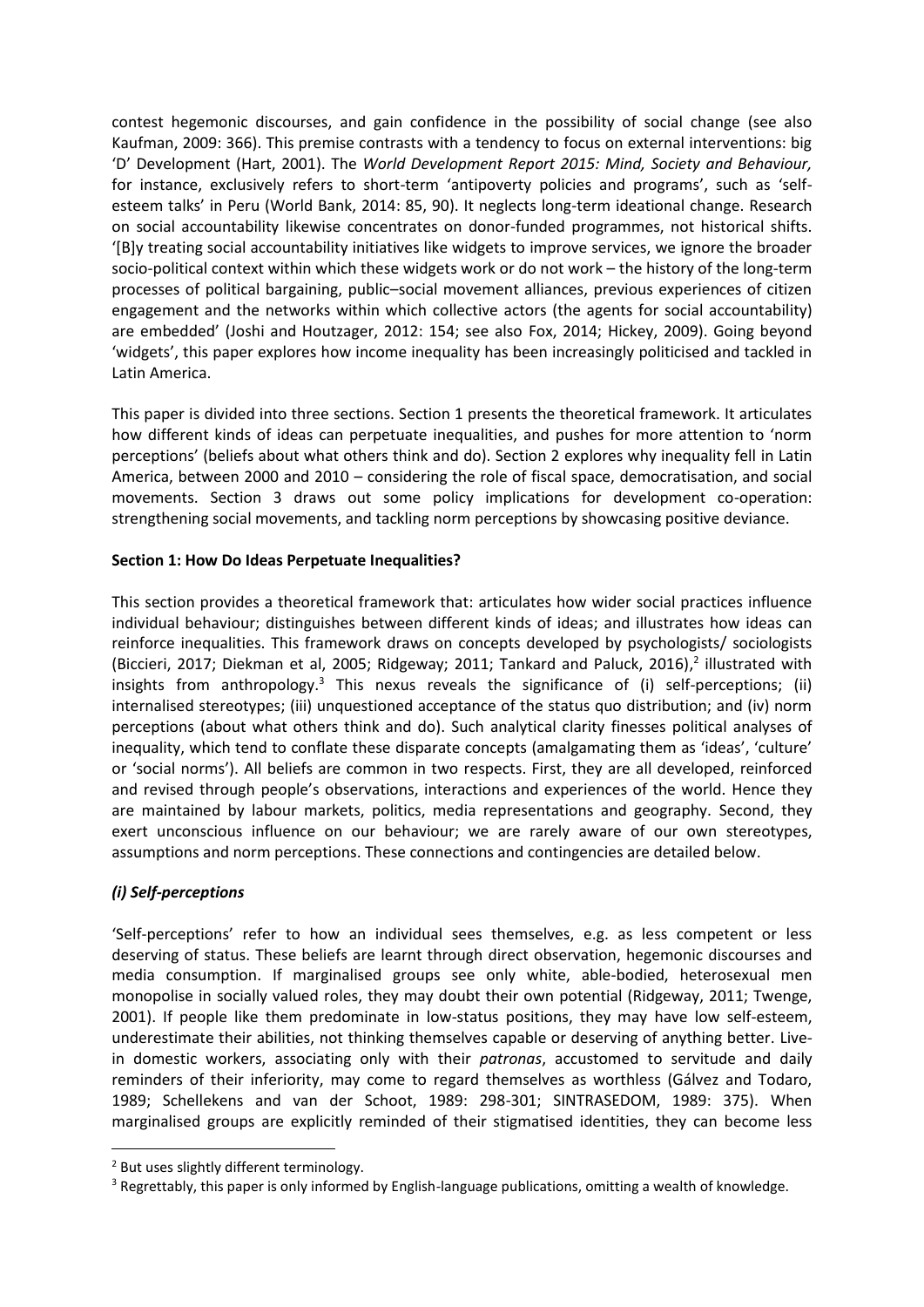contest hegemonic discourses, and gain confidence in the possibility of social change (see also Kaufman, 2009: 366). This premise contrasts with a tendency to focus on external interventions: big 'D' Development (Hart, 2001). The *World Development Report 2015: Mind, Society and Behaviour,* for instance, exclusively refers to short-term 'antipoverty policies and programs', such as 'self-esteem talks' in Peru (World Bank, 2014: 85, 90). It neglects long-term ideational change. Research on social accountability likewise concentrates on donor-funded programmes, not historical shifts. '[B]y treating social accountability initiatives like widgets to improve services, we ignore the broader socio-political context within which these widgets work or do not work – the history of the long-term processes of political bargaining, public–social movement alliances, previous experiences of citizen engagement and the networks within which collective actors (the agents for social accountability) are embedded' (Joshi and Houtzager, 2012: 154; see also Fox, 2014; Hickey, 2009). Going beyond 'widgets', this paper explores how income inequality has been increasingly politicised and tackled in Latin America.

This paper is divided into three sections. Section 1 presents the theoretical framework. It articulates how different kinds of ideas can perpetuate inequalities, and pushes for more attention to 'norm perceptions' (beliefs about what others think and do). Section 2 explores why inequality fell in Latin America, between 2000 and 2010 – considering the role of fiscal space, democratisation, and social movements. Section 3 draws out some policy implications for development co-operation: strengthening social movements, and tackling norm perceptions by showcasing positive deviance.

**Section 1: How Do Ideas Perpetuate Inequalities?**

This section provides a theoretical framework that: articulates how wider social practices influence individual behaviour; distinguishes between different kinds of ideas; and illustrates how ideas can reinforce inequalities. This framework draws on concepts developed by psychologists/ sociologists (Biccieri, 2017; Diekman et al, 2005; Ridgeway; 2011; Tankard and Paluck, 2016),[2] illustrated with insights from anthropology.[3] This nexus reveals the significance of (i) self-perceptions; (ii) internalised stereotypes; (iii) unquestioned acceptance of the status quo distribution; and (iv) norm perceptions (about what others think and do). Such analytical clarity finesses political analyses of inequality, which tend to conflate these disparate concepts (amalgamating them as 'ideas', 'culture' or 'social norms'). All beliefs are common in two respects. First, they are all developed, reinforced and revised through people's observations, interactions and experiences of the world. Hence they are maintained by labour markets, politics, media representations and geography. Second, they exert unconscious influence on our behaviour; we are rarely aware of our own stereotypes, assumptions and norm perceptions. These connections and contingencies are detailed below.

***(i) Self-perceptions***

'Self-perceptions' refer to how an individual sees themselves, e.g. as less competent or less deserving of status. These beliefs are learnt through direct observation, hegemonic discourses and media consumption. If marginalised groups see only white, able-bodied, heterosexual men monopolise in socially valued roles, they may doubt their own potential (Ridgeway, 2011; Twenge, 2001). If people like them predominate in low-status positions, they may have low self-esteem, underestimate their abilities, not thinking themselves capable or deserving of anything better. Live-in domestic workers, associating only with their *patronas*, accustomed to servitude and daily reminders of their inferiority, may come to regard themselves as worthless (Gálvez and Todaro, 1989; Schellekens and van der Schoot, 1989: 298-301; SINTRASEDOM, 1989: 375). When marginalised groups are explicitly reminded of their stigmatised identities, they can become less

[2] But uses slightly different terminology.

[3] Regrettably, this paper is only informed by English-language publications, omitting a wealth of knowledge.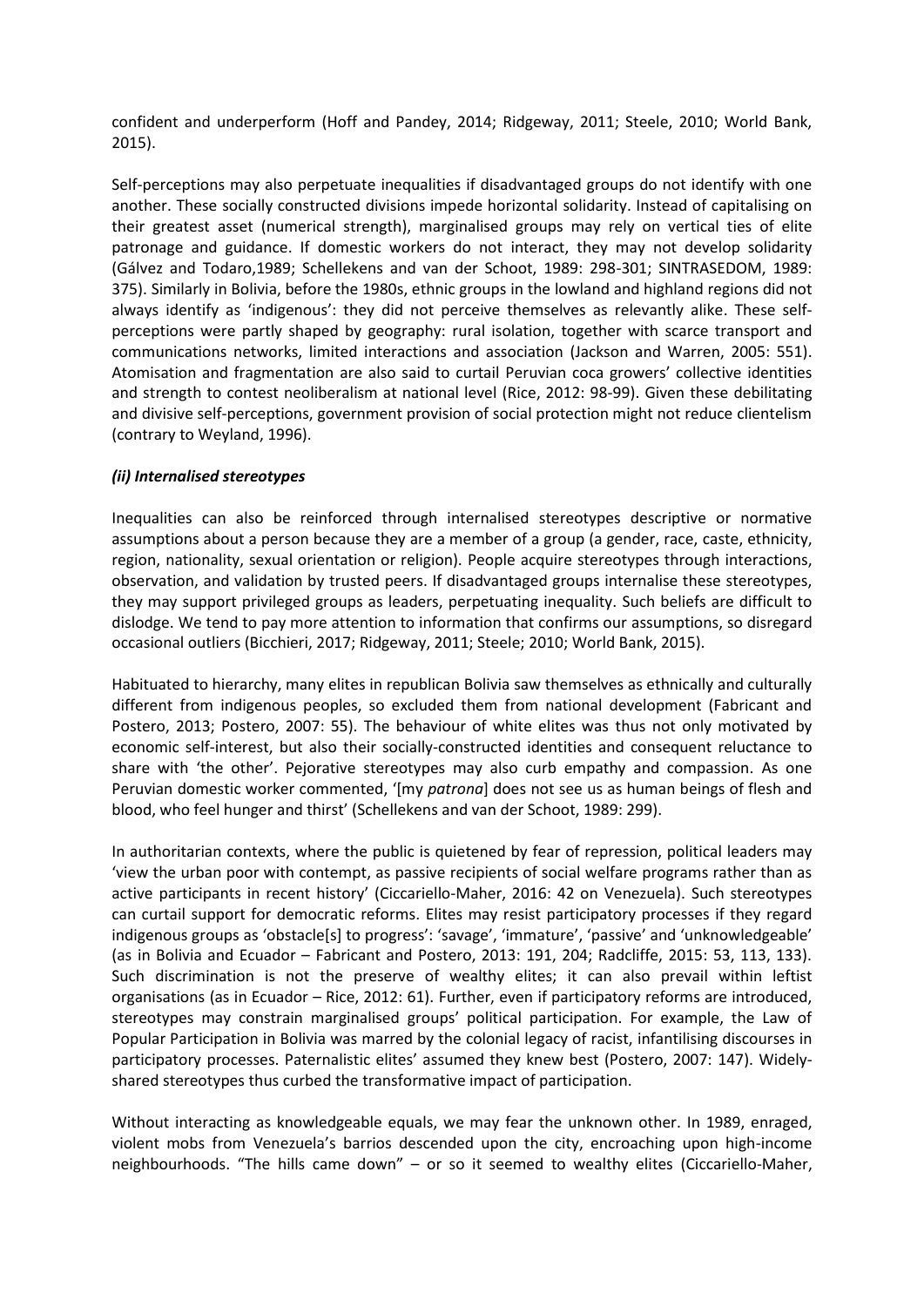confident and underperform (Hoff and Pandey, 2014; Ridgeway, 2011; Steele, 2010; World Bank, 2015).

Self-perceptions may also perpetuate inequalities if disadvantaged groups do not identify with one another. These socially constructed divisions impede horizontal solidarity. Instead of capitalising on their greatest asset (numerical strength), marginalised groups may rely on vertical ties of elite patronage and guidance. If domestic workers do not interact, they may not develop solidarity (Gálvez and Todaro,1989; Schellekens and van der Schoot, 1989: 298-301; SINTRASEDOM, 1989: 375). Similarly in Bolivia, before the 1980s, ethnic groups in the lowland and highland regions did not always identify as 'indigenous': they did not perceive themselves as relevantly alike. These self-perceptions were partly shaped by geography: rural isolation, together with scarce transport and communications networks, limited interactions and association (Jackson and Warren, 2005: 551). Atomisation and fragmentation are also said to curtail Peruvian coca growers' collective identities and strength to contest neoliberalism at national level (Rice, 2012: 98-99). Given these debilitating and divisive self-perceptions, government provision of social protection might not reduce clientelism (contrary to Weyland, 1996).

### *(ii) Internalised stereotypes*

Inequalities can also be reinforced through internalised stereotypes descriptive or normative assumptions about a person because they are a member of a group (a gender, race, caste, ethnicity, region, nationality, sexual orientation or religion). People acquire stereotypes through interactions, observation, and validation by trusted peers. If disadvantaged groups internalise these stereotypes, they may support privileged groups as leaders, perpetuating inequality. Such beliefs are difficult to dislodge. We tend to pay more attention to information that confirms our assumptions, so disregard occasional outliers (Bicchieri, 2017; Ridgeway, 2011; Steele; 2010; World Bank, 2015).

Habituated to hierarchy, many elites in republican Bolivia saw themselves as ethnically and culturally different from indigenous peoples, so excluded them from national development (Fabricant and Postero, 2013; Postero, 2007: 55). The behaviour of white elites was thus not only motivated by economic self-interest, but also their socially-constructed identities and consequent reluctance to share with 'the other'. Pejorative stereotypes may also curb empathy and compassion. As one Peruvian domestic worker commented, '[my *patrona*] does not see us as human beings of flesh and blood, who feel hunger and thirst' (Schellekens and van der Schoot, 1989: 299).

In authoritarian contexts, where the public is quietened by fear of repression, political leaders may 'view the urban poor with contempt, as passive recipients of social welfare programs rather than as active participants in recent history' (Ciccariello-Maher, 2016: 42 on Venezuela). Such stereotypes can curtail support for democratic reforms. Elites may resist participatory processes if they regard indigenous groups as 'obstacle[s] to progress': 'savage', 'immature', 'passive' and 'unknowledgeable' (as in Bolivia and Ecuador – Fabricant and Postero, 2013: 191, 204; Radcliffe, 2015: 53, 113, 133). Such discrimination is not the preserve of wealthy elites; it can also prevail within leftist organisations (as in Ecuador – Rice, 2012: 61). Further, even if participatory reforms are introduced, stereotypes may constrain marginalised groups' political participation. For example, the Law of Popular Participation in Bolivia was marred by the colonial legacy of racist, infantilising discourses in participatory processes. Paternalistic elites' assumed they knew best (Postero, 2007: 147). Widely-shared stereotypes thus curbed the transformative impact of participation.

Without interacting as knowledgeable equals, we may fear the unknown other. In 1989, enraged, violent mobs from Venezuela's barrios descended upon the city, encroaching upon high-income neighbourhoods. "The hills came down" – or so it seemed to wealthy elites (Ciccariello-Maher,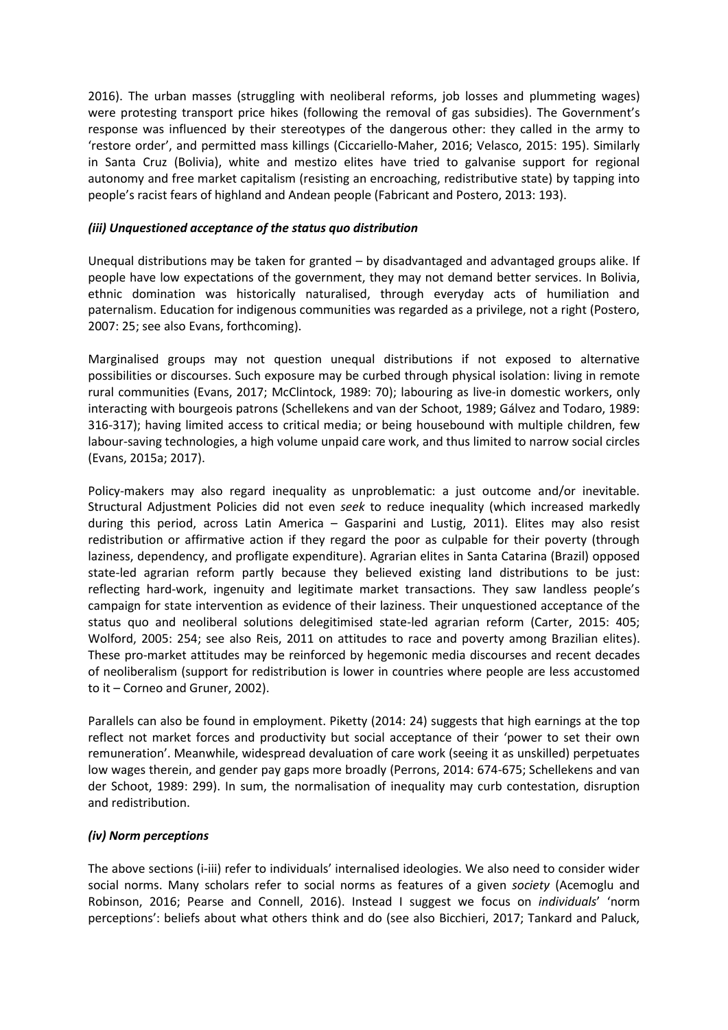2016). The urban masses (struggling with neoliberal reforms, job losses and plummeting wages) were protesting transport price hikes (following the removal of gas subsidies). The Government's response was influenced by their stereotypes of the dangerous other: they called in the army to 'restore order', and permitted mass killings (Ciccariello-Maher, 2016; Velasco, 2015: 195). Similarly in Santa Cruz (Bolivia), white and mestizo elites have tried to galvanise support for regional autonomy and free market capitalism (resisting an encroaching, redistributive state) by tapping into people's racist fears of highland and Andean people (Fabricant and Postero, 2013: 193).

### *(iii) Unquestioned acceptance of the status quo distribution*

Unequal distributions may be taken for granted – by disadvantaged and advantaged groups alike. If people have low expectations of the government, they may not demand better services. In Bolivia, ethnic domination was historically naturalised, through everyday acts of humiliation and paternalism. Education for indigenous communities was regarded as a privilege, not a right (Postero, 2007: 25; see also Evans, forthcoming).

Marginalised groups may not question unequal distributions if not exposed to alternative possibilities or discourses. Such exposure may be curbed through physical isolation: living in remote rural communities (Evans, 2017; McClintock, 1989: 70); labouring as live-in domestic workers, only interacting with bourgeois patrons (Schellekens and van der Schoot, 1989; Gálvez and Todaro, 1989: 316-317); having limited access to critical media; or being housebound with multiple children, few labour-saving technologies, a high volume unpaid care work, and thus limited to narrow social circles (Evans, 2015a; 2017).

Policy-makers may also regard inequality as unproblematic: a just outcome and/or inevitable. Structural Adjustment Policies did not even *seek* to reduce inequality (which increased markedly during this period, across Latin America – Gasparini and Lustig, 2011). Elites may also resist redistribution or affirmative action if they regard the poor as culpable for their poverty (through laziness, dependency, and profligate expenditure). Agrarian elites in Santa Catarina (Brazil) opposed state-led agrarian reform partly because they believed existing land distributions to be just: reflecting hard-work, ingenuity and legitimate market transactions. They saw landless people's campaign for state intervention as evidence of their laziness. Their unquestioned acceptance of the status quo and neoliberal solutions delegitimised state-led agrarian reform (Carter, 2015: 405; Wolford, 2005: 254; see also Reis, 2011 on attitudes to race and poverty among Brazilian elites). These pro-market attitudes may be reinforced by hegemonic media discourses and recent decades of neoliberalism (support for redistribution is lower in countries where people are less accustomed to it – Corneo and Gruner, 2002).

Parallels can also be found in employment. Piketty (2014: 24) suggests that high earnings at the top reflect not market forces and productivity but social acceptance of their 'power to set their own remuneration'. Meanwhile, widespread devaluation of care work (seeing it as unskilled) perpetuates low wages therein, and gender pay gaps more broadly (Perrons, 2014: 674-675; Schellekens and van der Schoot, 1989: 299). In sum, the normalisation of inequality may curb contestation, disruption and redistribution.

### *(iv) Norm perceptions*

The above sections (i-iii) refer to individuals' internalised ideologies. We also need to consider wider social norms. Many scholars refer to social norms as features of a given *society* (Acemoglu and Robinson, 2016; Pearse and Connell, 2016). Instead I suggest we focus on *individuals*' 'norm perceptions': beliefs about what others think and do (see also Bicchieri, 2017; Tankard and Paluck,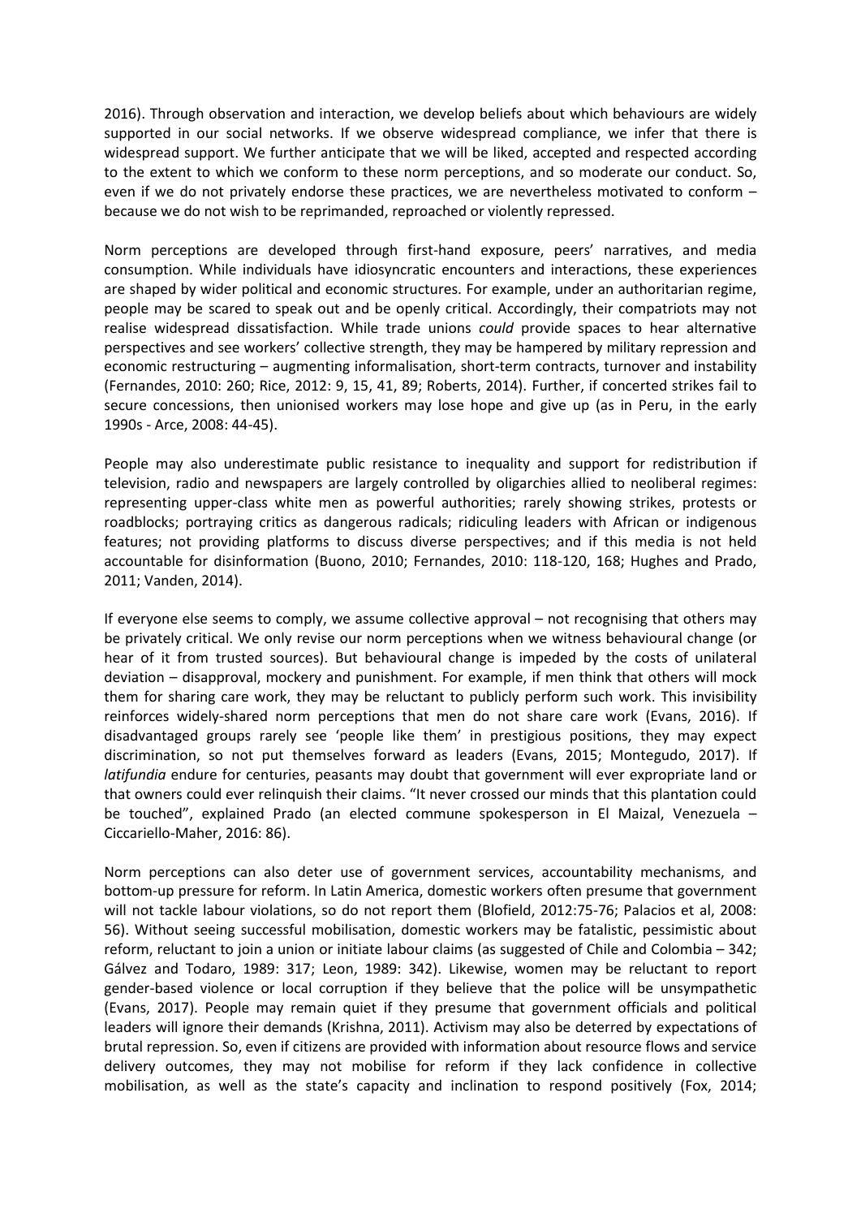2016). Through observation and interaction, we develop beliefs about which behaviours are widely supported in our social networks. If we observe widespread compliance, we infer that there is widespread support. We further anticipate that we will be liked, accepted and respected according to the extent to which we conform to these norm perceptions, and so moderate our conduct. So, even if we do not privately endorse these practices, we are nevertheless motivated to conform – because we do not wish to be reprimanded, reproached or violently repressed.

Norm perceptions are developed through first-hand exposure, peers' narratives, and media consumption. While individuals have idiosyncratic encounters and interactions, these experiences are shaped by wider political and economic structures. For example, under an authoritarian regime, people may be scared to speak out and be openly critical. Accordingly, their compatriots may not realise widespread dissatisfaction. While trade unions *could* provide spaces to hear alternative perspectives and see workers' collective strength, they may be hampered by military repression and economic restructuring – augmenting informalisation, short-term contracts, turnover and instability (Fernandes, 2010: 260; Rice, 2012: 9, 15, 41, 89; Roberts, 2014). Further, if concerted strikes fail to secure concessions, then unionised workers may lose hope and give up (as in Peru, in the early 1990s - Arce, 2008: 44-45).

People may also underestimate public resistance to inequality and support for redistribution if television, radio and newspapers are largely controlled by oligarchies allied to neoliberal regimes: representing upper-class white men as powerful authorities; rarely showing strikes, protests or roadblocks; portraying critics as dangerous radicals; ridiculing leaders with African or indigenous features; not providing platforms to discuss diverse perspectives; and if this media is not held accountable for disinformation (Buono, 2010; Fernandes, 2010: 118-120, 168; Hughes and Prado, 2011; Vanden, 2014).

If everyone else seems to comply, we assume collective approval – not recognising that others may be privately critical. We only revise our norm perceptions when we witness behavioural change (or hear of it from trusted sources). But behavioural change is impeded by the costs of unilateral deviation – disapproval, mockery and punishment. For example, if men think that others will mock them for sharing care work, they may be reluctant to publicly perform such work. This invisibility reinforces widely-shared norm perceptions that men do not share care work (Evans, 2016). If disadvantaged groups rarely see 'people like them' in prestigious positions, they may expect discrimination, so not put themselves forward as leaders (Evans, 2015; Montegudo, 2017). If *latifundia* endure for centuries, peasants may doubt that government will ever expropriate land or that owners could ever relinquish their claims. "It never crossed our minds that this plantation could be touched", explained Prado (an elected commune spokesperson in El Maizal, Venezuela – Ciccariello-Maher, 2016: 86).

Norm perceptions can also deter use of government services, accountability mechanisms, and bottom-up pressure for reform. In Latin America, domestic workers often presume that government will not tackle labour violations, so do not report them (Blofield, 2012:75-76; Palacios et al, 2008: 56). Without seeing successful mobilisation, domestic workers may be fatalistic, pessimistic about reform, reluctant to join a union or initiate labour claims (as suggested of Chile and Colombia – 342; Gálvez and Todaro, 1989: 317; Leon, 1989: 342). Likewise, women may be reluctant to report gender-based violence or local corruption if they believe that the police will be unsympathetic (Evans, 2017). People may remain quiet if they presume that government officials and political leaders will ignore their demands (Krishna, 2011). Activism may also be deterred by expectations of brutal repression. So, even if citizens are provided with information about resource flows and service delivery outcomes, they may not mobilise for reform if they lack confidence in collective mobilisation, as well as the state's capacity and inclination to respond positively (Fox, 2014;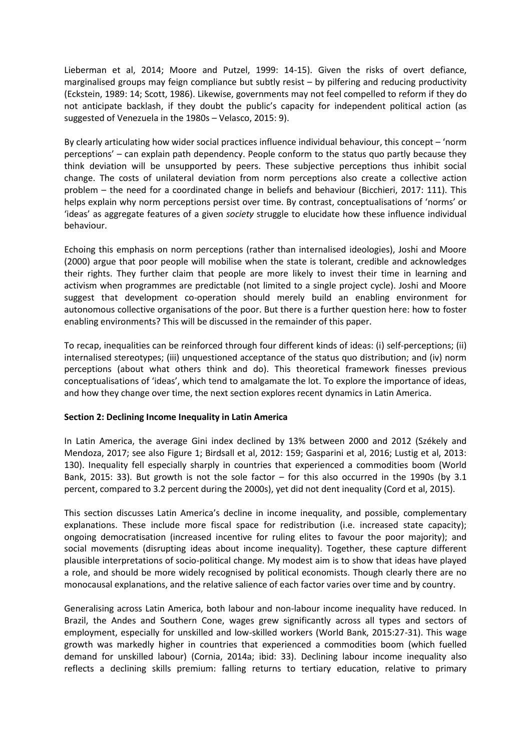Lieberman et al, 2014; Moore and Putzel, 1999: 14-15). Given the risks of overt defiance, marginalised groups may feign compliance but subtly resist – by pilfering and reducing productivity (Eckstein, 1989: 14; Scott, 1986). Likewise, governments may not feel compelled to reform if they do not anticipate backlash, if they doubt the public's capacity for independent political action (as suggested of Venezuela in the 1980s – Velasco, 2015: 9).

By clearly articulating how wider social practices influence individual behaviour, this concept – 'norm perceptions' – can explain path dependency. People conform to the status quo partly because they think deviation will be unsupported by peers. These subjective perceptions thus inhibit social change. The costs of unilateral deviation from norm perceptions also create a collective action problem – the need for a coordinated change in beliefs and behaviour (Bicchieri, 2017: 111). This helps explain why norm perceptions persist over time. By contrast, conceptualisations of 'norms' or 'ideas' as aggregate features of a given *society* struggle to elucidate how these influence individual behaviour.

Echoing this emphasis on norm perceptions (rather than internalised ideologies), Joshi and Moore (2000) argue that poor people will mobilise when the state is tolerant, credible and acknowledges their rights. They further claim that people are more likely to invest their time in learning and activism when programmes are predictable (not limited to a single project cycle). Joshi and Moore suggest that development co-operation should merely build an enabling environment for autonomous collective organisations of the poor. But there is a further question here: how to foster enabling environments? This will be discussed in the remainder of this paper.

To recap, inequalities can be reinforced through four different kinds of ideas: (i) self-perceptions; (ii) internalised stereotypes; (iii) unquestioned acceptance of the status quo distribution; and (iv) norm perceptions (about what others think and do). This theoretical framework finesses previous conceptualisations of 'ideas', which tend to amalgamate the lot. To explore the importance of ideas, and how they change over time, the next section explores recent dynamics in Latin America.

**Section 2: Declining Income Inequality in Latin America**

In Latin America, the average Gini index declined by 13% between 2000 and 2012 (Székely and Mendoza, 2017; see also Figure 1; Birdsall et al, 2012: 159; Gasparini et al, 2016; Lustig et al, 2013: 130). Inequality fell especially sharply in countries that experienced a commodities boom (World Bank, 2015: 33). But growth is not the sole factor – for this also occurred in the 1990s (by 3.1 percent, compared to 3.2 percent during the 2000s), yet did not dent inequality (Cord et al, 2015).

This section discusses Latin America's decline in income inequality, and possible, complementary explanations. These include more fiscal space for redistribution (i.e. increased state capacity); ongoing democratisation (increased incentive for ruling elites to favour the poor majority); and social movements (disrupting ideas about income inequality). Together, these capture different plausible interpretations of socio-political change. My modest aim is to show that ideas have played a role, and should be more widely recognised by political economists. Though clearly there are no monocausal explanations, and the relative salience of each factor varies over time and by country.

Generalising across Latin America, both labour and non-labour income inequality have reduced. In Brazil, the Andes and Southern Cone, wages grew significantly across all types and sectors of employment, especially for unskilled and low-skilled workers (World Bank, 2015:27-31). This wage growth was markedly higher in countries that experienced a commodities boom (which fuelled demand for unskilled labour) (Cornia, 2014a; ibid: 33). Declining labour income inequality also reflects a declining skills premium: falling returns to tertiary education, relative to primary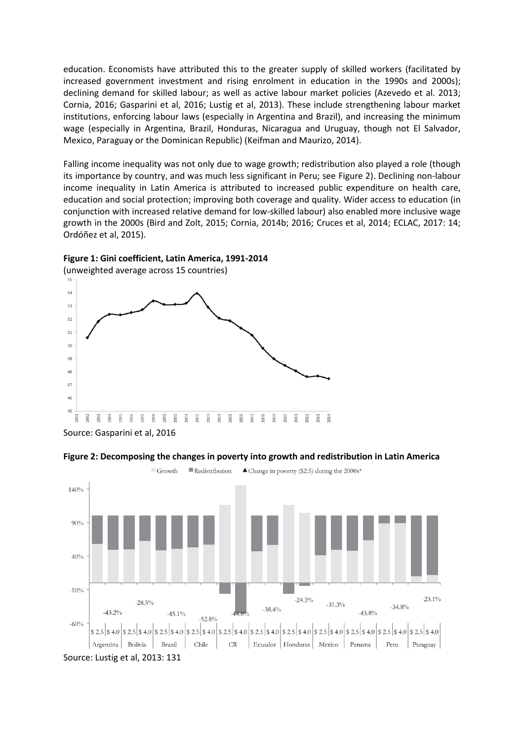education. Economists have attributed this to the greater supply of skilled workers (facilitated by increased government investment and rising enrolment in education in the 1990s and 2000s); declining demand for skilled labour; as well as active labour market policies (Azevedo et al. 2013; Cornia, 2016; Gasparini et al, 2016; Lustig et al, 2013). These include strengthening labour market institutions, enforcing labour laws (especially in Argentina and Brazil), and increasing the minimum wage (especially in Argentina, Brazil, Honduras, Nicaragua and Uruguay, though not El Salvador, Mexico, Paraguay or the Dominican Republic) (Keifman and Maurizo, 2014).

Falling income inequality was not only due to wage growth; redistribution also played a role (though its importance by country, and was much less significant in Peru; see Figure 2). Declining non-labour income inequality in Latin America is attributed to increased public expenditure on health care, education and social protection; improving both coverage and quality. Wider access to education (in conjunction with increased relative demand for low-skilled labour) also enabled more inclusive wage growth in the 2000s (Bird and Zolt, 2015; Cornia, 2014b; 2016; Cruces et al, 2014; ECLAC, 2017: 14; Ordóñez et al, 2015).

**Figure 1: Gini coefficient, Latin America, 1991-2014**

(unweighted average across 15 countries)

Source: Gasparini et al, 2016

**Figure 2: Decomposing the changes in poverty into growth and redistribution in Latin America**

Source: Lustig et al, 2013: 131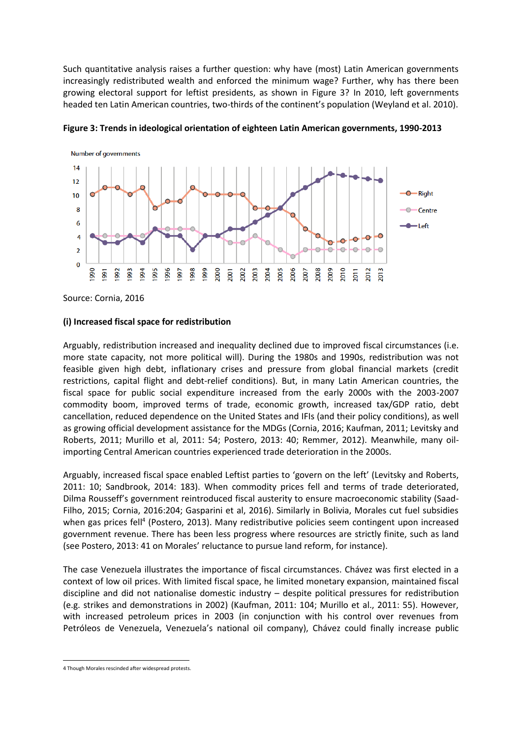Such quantitative analysis raises a further question: why have (most) Latin American governments increasingly redistributed wealth and enforced the minimum wage? Further, why has there been growing electoral support for leftist presidents, as shown in Figure 3? In 2010, left governments headed ten Latin American countries, two-thirds of the continent's population (Weyland et al. 2010).

**Figure 3: Trends in ideological orientation of eighteen Latin American governments, 1990-2013**

Source: Cornia, 2016

**(i) Increased fiscal space for redistribution**

Arguably, redistribution increased and inequality declined due to improved fiscal circumstances (i.e. more state capacity, not more political will). During the 1980s and 1990s, redistribution was not feasible given high debt, inflationary crises and pressure from global financial markets (credit restrictions, capital flight and debt-relief conditions). But, in many Latin American countries, the fiscal space for public social expenditure increased from the early 2000s with the 2003-2007 commodity boom, improved terms of trade, economic growth, increased tax/GDP ratio, debt cancellation, reduced dependence on the United States and IFIs (and their policy conditions), as well as growing official development assistance for the MDGs (Cornia, 2016; Kaufman, 2011; Levitsky and Roberts, 2011; Murillo et al, 2011: 54; Postero, 2013: 40; Remmer, 2012). Meanwhile, many oil-importing Central American countries experienced trade deterioration in the 2000s.

Arguably, increased fiscal space enabled Leftist parties to 'govern on the left' (Levitsky and Roberts, 2011: 10; Sandbrook, 2014: 183). When commodity prices fell and terms of trade deteriorated, Dilma Rousseff's government reintroduced fiscal austerity to ensure macroeconomic stability (Saad-Filho, 2015; Cornia, 2016:204; Gasparini et al, 2016). Similarly in Bolivia, Morales cut fuel subsidies when gas prices fell[4] (Postero, 2013). Many redistributive policies seem contingent upon increased government revenue. There has been less progress where resources are strictly finite, such as land (see Postero, 2013: 41 on Morales' reluctance to pursue land reform, for instance).

The case Venezuela illustrates the importance of fiscal circumstances. Chávez was first elected in a context of low oil prices. With limited fiscal space, he limited monetary expansion, maintained fiscal discipline and did not nationalise domestic industry – despite political pressures for redistribution (e.g. strikes and demonstrations in 2002) (Kaufman, 2011: 104; Murillo et al., 2011: 55). However, with increased petroleum prices in 2003 (in conjunction with his control over revenues from Petróleos de Venezuela, Venezuela's national oil company), Chávez could finally increase public

4 Though Morales rescinded after widespread protests.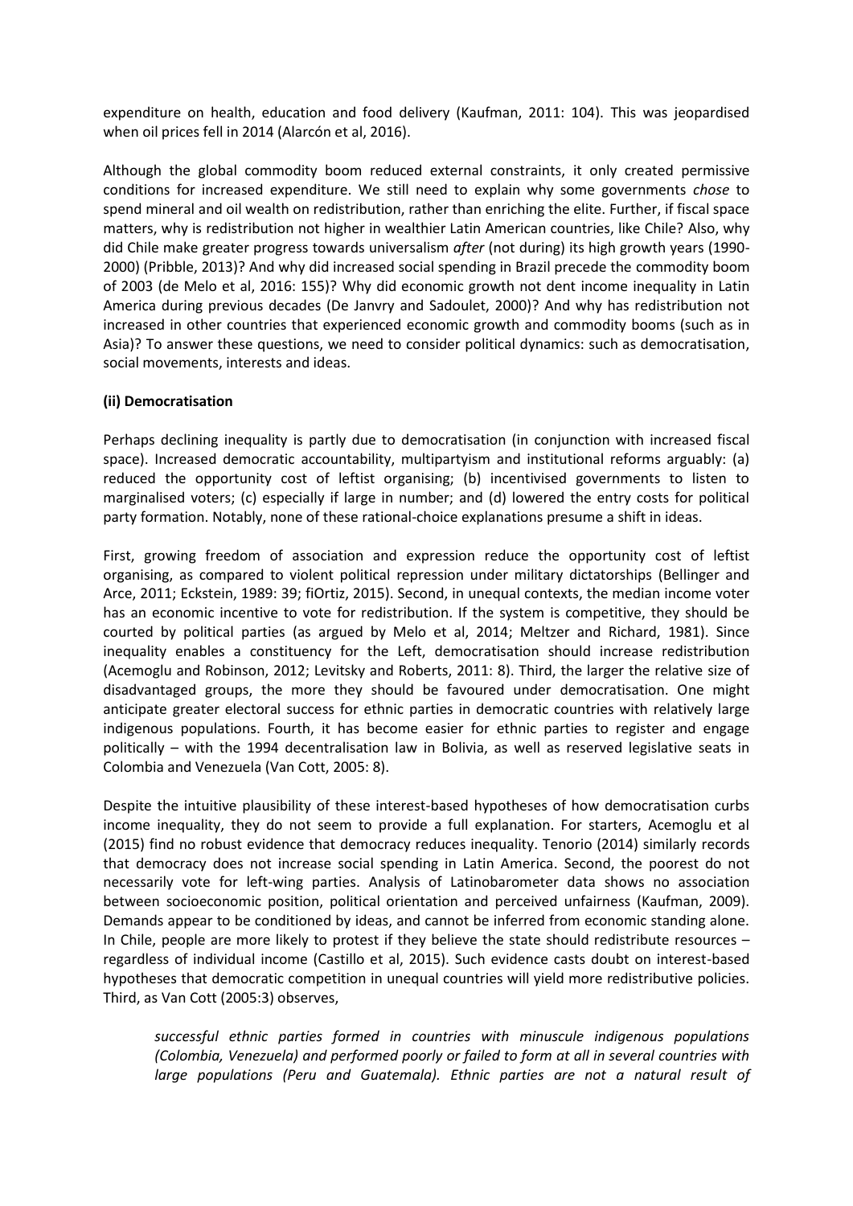expenditure on health, education and food delivery (Kaufman, 2011: 104). This was jeopardised when oil prices fell in 2014 (Alarcón et al, 2016).

Although the global commodity boom reduced external constraints, it only created permissive conditions for increased expenditure. We still need to explain why some governments *chose* to spend mineral and oil wealth on redistribution, rather than enriching the elite. Further, if fiscal space matters, why is redistribution not higher in wealthier Latin American countries, like Chile? Also, why did Chile make greater progress towards universalism *after* (not during) its high growth years (1990-2000) (Pribble, 2013)? And why did increased social spending in Brazil precede the commodity boom of 2003 (de Melo et al, 2016: 155)? Why did economic growth not dent income inequality in Latin America during previous decades (De Janvry and Sadoulet, 2000)? And why has redistribution not increased in other countries that experienced economic growth and commodity booms (such as in Asia)? To answer these questions, we need to consider political dynamics: such as democratisation, social movements, interests and ideas.

**(ii) Democratisation**

Perhaps declining inequality is partly due to democratisation (in conjunction with increased fiscal space). Increased democratic accountability, multipartyism and institutional reforms arguably: (a) reduced the opportunity cost of leftist organising; (b) incentivised governments to listen to marginalised voters; (c) especially if large in number; and (d) lowered the entry costs for political party formation. Notably, none of these rational-choice explanations presume a shift in ideas.

First, growing freedom of association and expression reduce the opportunity cost of leftist organising, as compared to violent political repression under military dictatorships (Bellinger and Arce, 2011; Eckstein, 1989: 39; fiOrtiz, 2015). Second, in unequal contexts, the median income voter has an economic incentive to vote for redistribution. If the system is competitive, they should be courted by political parties (as argued by Melo et al, 2014; Meltzer and Richard, 1981). Since inequality enables a constituency for the Left, democratisation should increase redistribution (Acemoglu and Robinson, 2012; Levitsky and Roberts, 2011: 8). Third, the larger the relative size of disadvantaged groups, the more they should be favoured under democratisation. One might anticipate greater electoral success for ethnic parties in democratic countries with relatively large indigenous populations. Fourth, it has become easier for ethnic parties to register and engage politically – with the 1994 decentralisation law in Bolivia, as well as reserved legislative seats in Colombia and Venezuela (Van Cott, 2005: 8).

Despite the intuitive plausibility of these interest-based hypotheses of how democratisation curbs income inequality, they do not seem to provide a full explanation. For starters, Acemoglu et al (2015) find no robust evidence that democracy reduces inequality. Tenorio (2014) similarly records that democracy does not increase social spending in Latin America. Second, the poorest do not necessarily vote for left-wing parties. Analysis of Latinobarometer data shows no association between socioeconomic position, political orientation and perceived unfairness (Kaufman, 2009). Demands appear to be conditioned by ideas, and cannot be inferred from economic standing alone. In Chile, people are more likely to protest if they believe the state should redistribute resources – regardless of individual income (Castillo et al, 2015). Such evidence casts doubt on interest-based hypotheses that democratic competition in unequal countries will yield more redistributive policies. Third, as Van Cott (2005:3) observes,

> *successful ethnic parties formed in countries with minuscule indigenous populations (Colombia, Venezuela) and performed poorly or failed to form at all in several countries with large populations (Peru and Guatemala). Ethnic parties are not a natural result of*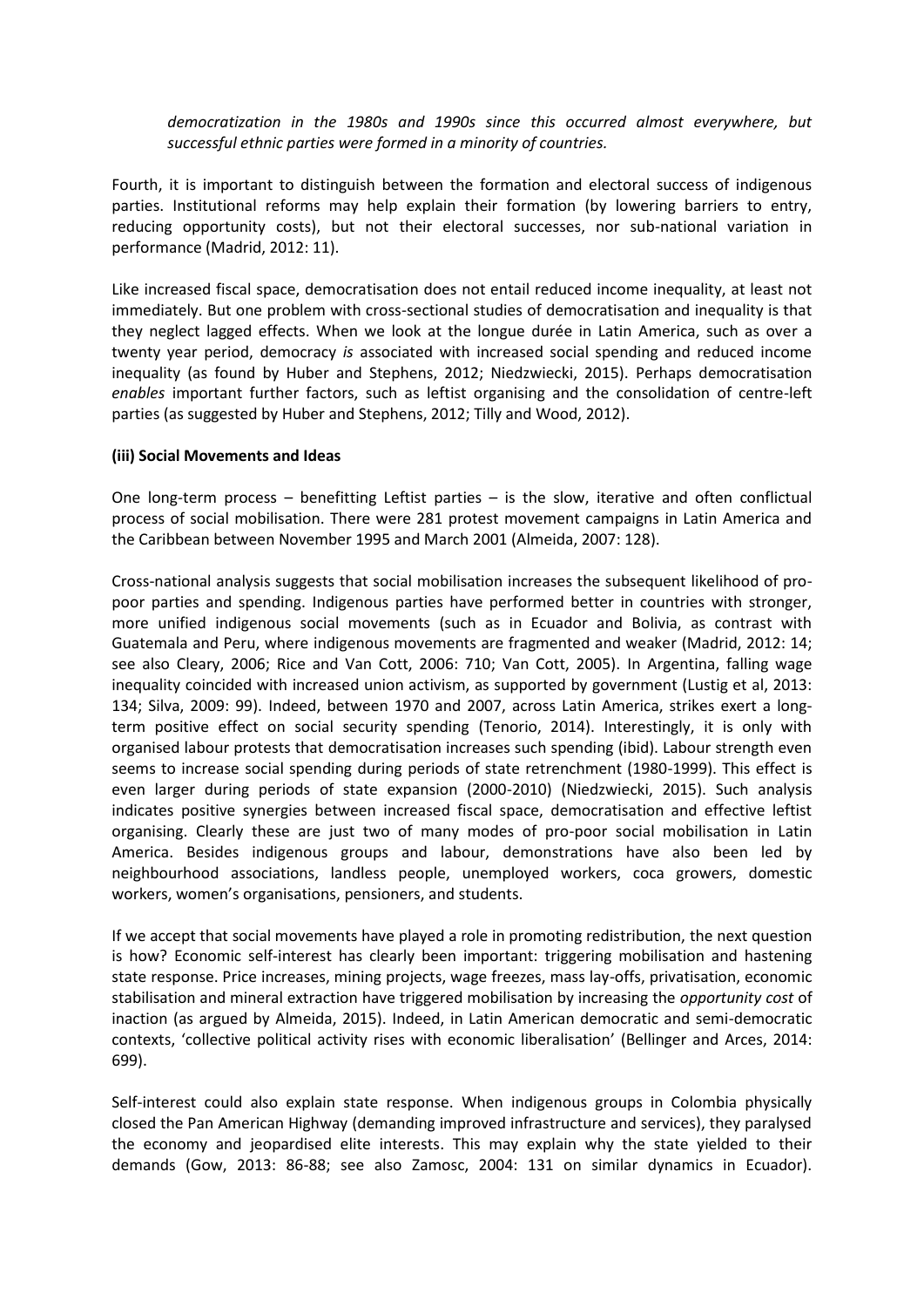*democratization in the 1980s and 1990s since this occurred almost everywhere, but successful ethnic parties were formed in a minority of countries.*

Fourth, it is important to distinguish between the formation and electoral success of indigenous parties. Institutional reforms may help explain their formation (by lowering barriers to entry, reducing opportunity costs), but not their electoral successes, nor sub-national variation in performance (Madrid, 2012: 11).

Like increased fiscal space, democratisation does not entail reduced income inequality, at least not immediately. But one problem with cross-sectional studies of democratisation and inequality is that they neglect lagged effects. When we look at the longue durée in Latin America, such as over a twenty year period, democracy *is* associated with increased social spending and reduced income inequality (as found by Huber and Stephens, 2012; Niedzwiecki, 2015). Perhaps democratisation *enables* important further factors, such as leftist organising and the consolidation of centre-left parties (as suggested by Huber and Stephens, 2012; Tilly and Wood, 2012).

**(iii) Social Movements and Ideas**

One long-term process – benefitting Leftist parties – is the slow, iterative and often conflictual process of social mobilisation. There were 281 protest movement campaigns in Latin America and the Caribbean between November 1995 and March 2001 (Almeida, 2007: 128).

Cross-national analysis suggests that social mobilisation increases the subsequent likelihood of pro-poor parties and spending. Indigenous parties have performed better in countries with stronger, more unified indigenous social movements (such as in Ecuador and Bolivia, as contrast with Guatemala and Peru, where indigenous movements are fragmented and weaker (Madrid, 2012: 14; see also Cleary, 2006; Rice and Van Cott, 2006: 710; Van Cott, 2005). In Argentina, falling wage inequality coincided with increased union activism, as supported by government (Lustig et al, 2013: 134; Silva, 2009: 99). Indeed, between 1970 and 2007, across Latin America, strikes exert a long-term positive effect on social security spending (Tenorio, 2014). Interestingly, it is only with organised labour protests that democratisation increases such spending (ibid). Labour strength even seems to increase social spending during periods of state retrenchment (1980-1999). This effect is even larger during periods of state expansion (2000-2010) (Niedzwiecki, 2015). Such analysis indicates positive synergies between increased fiscal space, democratisation and effective leftist organising. Clearly these are just two of many modes of pro-poor social mobilisation in Latin America. Besides indigenous groups and labour, demonstrations have also been led by neighbourhood associations, landless people, unemployed workers, coca growers, domestic workers, women's organisations, pensioners, and students.

If we accept that social movements have played a role in promoting redistribution, the next question is how? Economic self-interest has clearly been important: triggering mobilisation and hastening state response. Price increases, mining projects, wage freezes, mass lay-offs, privatisation, economic stabilisation and mineral extraction have triggered mobilisation by increasing the *opportunity cost* of inaction (as argued by Almeida, 2015). Indeed, in Latin American democratic and semi-democratic contexts, 'collective political activity rises with economic liberalisation' (Bellinger and Arces, 2014: 699).

Self-interest could also explain state response. When indigenous groups in Colombia physically closed the Pan American Highway (demanding improved infrastructure and services), they paralysed the economy and jeopardised elite interests. This may explain why the state yielded to their demands (Gow, 2013: 86-88; see also Zamosc, 2004: 131 on similar dynamics in Ecuador).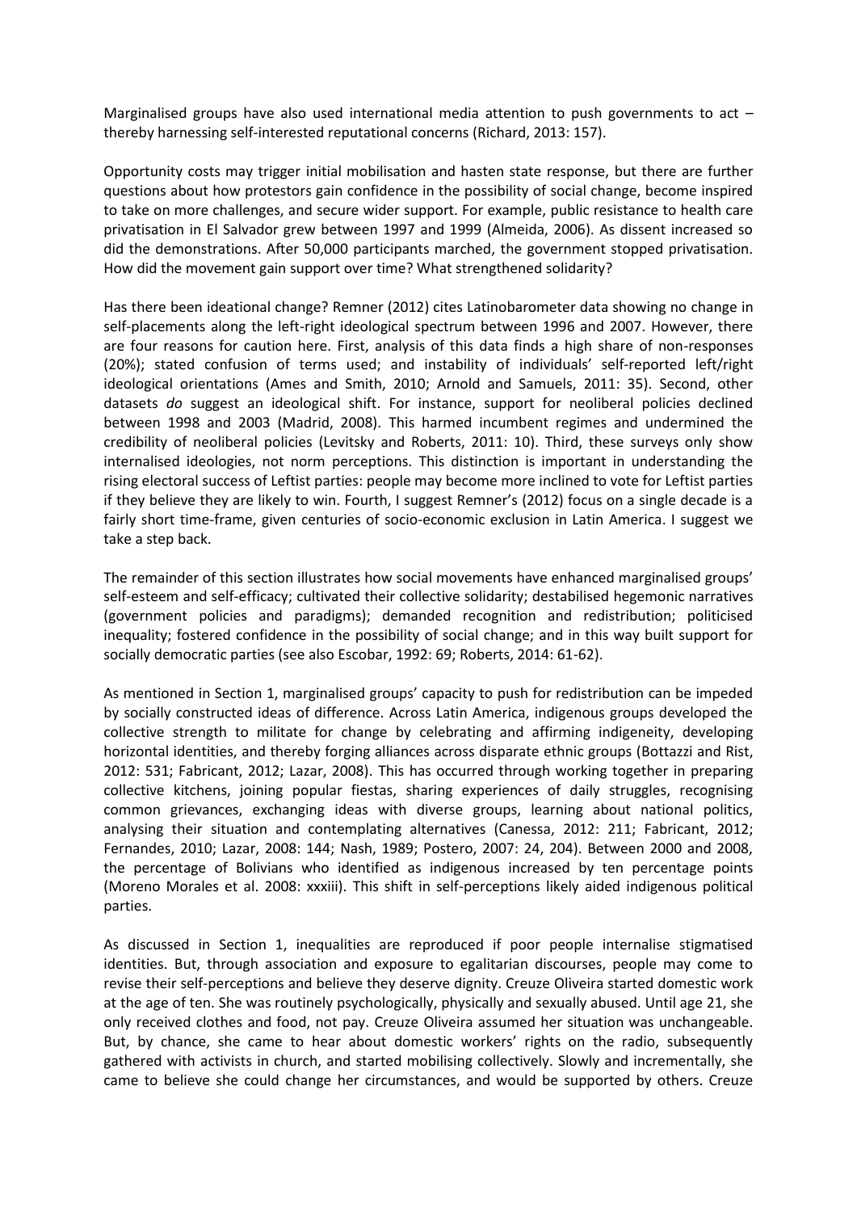Marginalised groups have also used international media attention to push governments to act – thereby harnessing self-interested reputational concerns (Richard, 2013: 157).

Opportunity costs may trigger initial mobilisation and hasten state response, but there are further questions about how protestors gain confidence in the possibility of social change, become inspired to take on more challenges, and secure wider support. For example, public resistance to health care privatisation in El Salvador grew between 1997 and 1999 (Almeida, 2006). As dissent increased so did the demonstrations. After 50,000 participants marched, the government stopped privatisation. How did the movement gain support over time? What strengthened solidarity?

Has there been ideational change? Remner (2012) cites Latinobarometer data showing no change in self-placements along the left-right ideological spectrum between 1996 and 2007. However, there are four reasons for caution here. First, analysis of this data finds a high share of non-responses (20%); stated confusion of terms used; and instability of individuals' self-reported left/right ideological orientations (Ames and Smith, 2010; Arnold and Samuels, 2011: 35). Second, other datasets *do* suggest an ideological shift. For instance, support for neoliberal policies declined between 1998 and 2003 (Madrid, 2008). This harmed incumbent regimes and undermined the credibility of neoliberal policies (Levitsky and Roberts, 2011: 10). Third, these surveys only show internalised ideologies, not norm perceptions. This distinction is important in understanding the rising electoral success of Leftist parties: people may become more inclined to vote for Leftist parties if they believe they are likely to win. Fourth, I suggest Remner's (2012) focus on a single decade is a fairly short time-frame, given centuries of socio-economic exclusion in Latin America. I suggest we take a step back.

The remainder of this section illustrates how social movements have enhanced marginalised groups' self-esteem and self-efficacy; cultivated their collective solidarity; destabilised hegemonic narratives (government policies and paradigms); demanded recognition and redistribution; politicised inequality; fostered confidence in the possibility of social change; and in this way built support for socially democratic parties (see also Escobar, 1992: 69; Roberts, 2014: 61-62).

As mentioned in Section 1, marginalised groups' capacity to push for redistribution can be impeded by socially constructed ideas of difference. Across Latin America, indigenous groups developed the collective strength to militate for change by celebrating and affirming indigeneity, developing horizontal identities, and thereby forging alliances across disparate ethnic groups (Bottazzi and Rist, 2012: 531; Fabricant, 2012; Lazar, 2008). This has occurred through working together in preparing collective kitchens, joining popular fiestas, sharing experiences of daily struggles, recognising common grievances, exchanging ideas with diverse groups, learning about national politics, analysing their situation and contemplating alternatives (Canessa, 2012: 211; Fabricant, 2012; Fernandes, 2010; Lazar, 2008: 144; Nash, 1989; Postero, 2007: 24, 204). Between 2000 and 2008, the percentage of Bolivians who identified as indigenous increased by ten percentage points (Moreno Morales et al. 2008: xxxiii). This shift in self-perceptions likely aided indigenous political parties.

As discussed in Section 1, inequalities are reproduced if poor people internalise stigmatised identities. But, through association and exposure to egalitarian discourses, people may come to revise their self-perceptions and believe they deserve dignity. Creuze Oliveira started domestic work at the age of ten. She was routinely psychologically, physically and sexually abused. Until age 21, she only received clothes and food, not pay. Creuze Oliveira assumed her situation was unchangeable. But, by chance, she came to hear about domestic workers' rights on the radio, subsequently gathered with activists in church, and started mobilising collectively. Slowly and incrementally, she came to believe she could change her circumstances, and would be supported by others. Creuze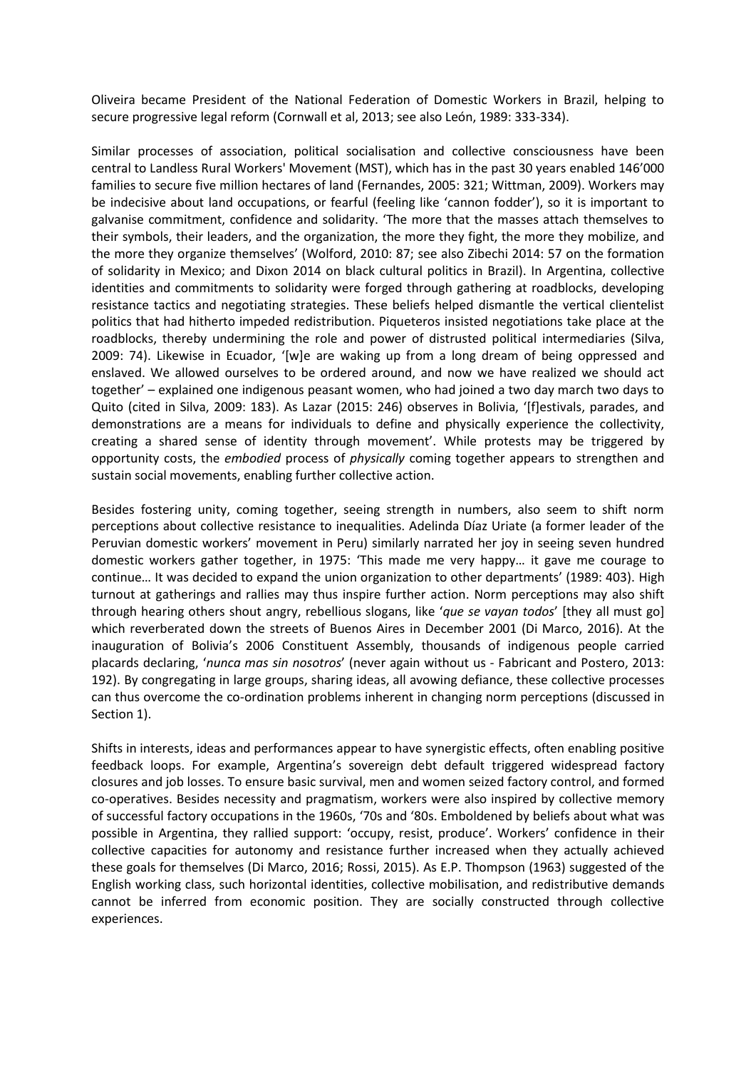Oliveira became President of the National Federation of Domestic Workers in Brazil, helping to secure progressive legal reform (Cornwall et al, 2013; see also León, 1989: 333-334).

Similar processes of association, political socialisation and collective consciousness have been central to Landless Rural Workers' Movement (MST), which has in the past 30 years enabled 146'000 families to secure five million hectares of land (Fernandes, 2005: 321; Wittman, 2009). Workers may be indecisive about land occupations, or fearful (feeling like 'cannon fodder'), so it is important to galvanise commitment, confidence and solidarity. 'The more that the masses attach themselves to their symbols, their leaders, and the organization, the more they fight, the more they mobilize, and the more they organize themselves' (Wolford, 2010: 87; see also Zibechi 2014: 57 on the formation of solidarity in Mexico; and Dixon 2014 on black cultural politics in Brazil). In Argentina, collective identities and commitments to solidarity were forged through gathering at roadblocks, developing resistance tactics and negotiating strategies. These beliefs helped dismantle the vertical clientelist politics that had hitherto impeded redistribution. Piqueteros insisted negotiations take place at the roadblocks, thereby undermining the role and power of distrusted political intermediaries (Silva, 2009: 74). Likewise in Ecuador, '[w]e are waking up from a long dream of being oppressed and enslaved. We allowed ourselves to be ordered around, and now we have realized we should act together' – explained one indigenous peasant women, who had joined a two day march two days to Quito (cited in Silva, 2009: 183). As Lazar (2015: 246) observes in Bolivia, '[f]estivals, parades, and demonstrations are a means for individuals to define and physically experience the collectivity, creating a shared sense of identity through movement'. While protests may be triggered by opportunity costs, the *embodied* process of *physically* coming together appears to strengthen and sustain social movements, enabling further collective action.

Besides fostering unity, coming together, seeing strength in numbers, also seem to shift norm perceptions about collective resistance to inequalities. Adelinda Díaz Uriate (a former leader of the Peruvian domestic workers' movement in Peru) similarly narrated her joy in seeing seven hundred domestic workers gather together, in 1975: 'This made me very happy… it gave me courage to continue… It was decided to expand the union organization to other departments' (1989: 403). High turnout at gatherings and rallies may thus inspire further action. Norm perceptions may also shift through hearing others shout angry, rebellious slogans, like '*que se vayan todos*' [they all must go] which reverberated down the streets of Buenos Aires in December 2001 (Di Marco, 2016). At the inauguration of Bolivia's 2006 Constituent Assembly, thousands of indigenous people carried placards declaring, '*nunca mas sin nosotros*' (never again without us - Fabricant and Postero, 2013: 192). By congregating in large groups, sharing ideas, all avowing defiance, these collective processes can thus overcome the co-ordination problems inherent in changing norm perceptions (discussed in Section 1).

Shifts in interests, ideas and performances appear to have synergistic effects, often enabling positive feedback loops. For example, Argentina's sovereign debt default triggered widespread factory closures and job losses. To ensure basic survival, men and women seized factory control, and formed co-operatives. Besides necessity and pragmatism, workers were also inspired by collective memory of successful factory occupations in the 1960s, '70s and '80s. Emboldened by beliefs about what was possible in Argentina, they rallied support: 'occupy, resist, produce'. Workers' confidence in their collective capacities for autonomy and resistance further increased when they actually achieved these goals for themselves (Di Marco, 2016; Rossi, 2015). As E.P. Thompson (1963) suggested of the English working class, such horizontal identities, collective mobilisation, and redistributive demands cannot be inferred from economic position. They are socially constructed through collective experiences.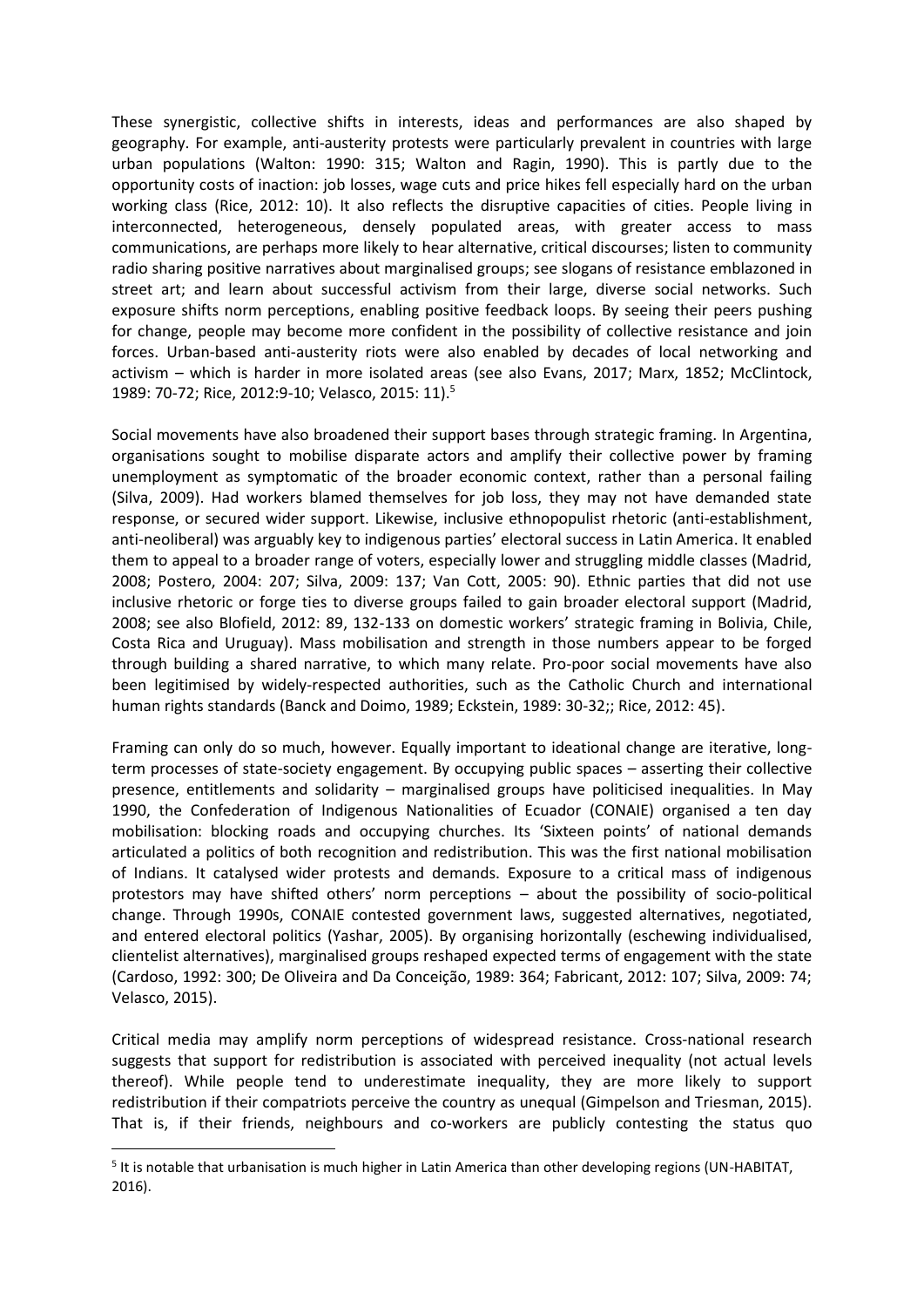These synergistic, collective shifts in interests, ideas and performances are also shaped by geography. For example, anti-austerity protests were particularly prevalent in countries with large urban populations (Walton: 1990: 315; Walton and Ragin, 1990). This is partly due to the opportunity costs of inaction: job losses, wage cuts and price hikes fell especially hard on the urban working class (Rice, 2012: 10). It also reflects the disruptive capacities of cities. People living in interconnected, heterogeneous, densely populated areas, with greater access to mass communications, are perhaps more likely to hear alternative, critical discourses; listen to community radio sharing positive narratives about marginalised groups; see slogans of resistance emblazoned in street art; and learn about successful activism from their large, diverse social networks. Such exposure shifts norm perceptions, enabling positive feedback loops. By seeing their peers pushing for change, people may become more confident in the possibility of collective resistance and join forces. Urban-based anti-austerity riots were also enabled by decades of local networking and activism – which is harder in more isolated areas (see also Evans, 2017; Marx, 1852; McClintock, 1989: 70-72; Rice, 2012:9-10; Velasco, 2015: 11).[5]

Social movements have also broadened their support bases through strategic framing. In Argentina, organisations sought to mobilise disparate actors and amplify their collective power by framing unemployment as symptomatic of the broader economic context, rather than a personal failing (Silva, 2009). Had workers blamed themselves for job loss, they may not have demanded state response, or secured wider support. Likewise, inclusive ethnopopulist rhetoric (anti-establishment, anti-neoliberal) was arguably key to indigenous parties' electoral success in Latin America. It enabled them to appeal to a broader range of voters, especially lower and struggling middle classes (Madrid, 2008; Postero, 2004: 207; Silva, 2009: 137; Van Cott, 2005: 90). Ethnic parties that did not use inclusive rhetoric or forge ties to diverse groups failed to gain broader electoral support (Madrid, 2008; see also Blofield, 2012: 89, 132-133 on domestic workers' strategic framing in Bolivia, Chile, Costa Rica and Uruguay). Mass mobilisation and strength in those numbers appear to be forged through building a shared narrative, to which many relate. Pro-poor social movements have also been legitimised by widely-respected authorities, such as the Catholic Church and international human rights standards (Banck and Doimo, 1989; Eckstein, 1989: 30-32;; Rice, 2012: 45).

Framing can only do so much, however. Equally important to ideational change are iterative, long-term processes of state-society engagement. By occupying public spaces – asserting their collective presence, entitlements and solidarity – marginalised groups have politicised inequalities. In May 1990, the Confederation of Indigenous Nationalities of Ecuador (CONAIE) organised a ten day mobilisation: blocking roads and occupying churches. Its 'Sixteen points' of national demands articulated a politics of both recognition and redistribution. This was the first national mobilisation of Indians. It catalysed wider protests and demands. Exposure to a critical mass of indigenous protestors may have shifted others' norm perceptions – about the possibility of socio-political change. Through 1990s, CONAIE contested government laws, suggested alternatives, negotiated, and entered electoral politics (Yashar, 2005). By organising horizontally (eschewing individualised, clientelist alternatives), marginalised groups reshaped expected terms of engagement with the state (Cardoso, 1992: 300; De Oliveira and Da Conceição, 1989: 364; Fabricant, 2012: 107; Silva, 2009: 74; Velasco, 2015).

Critical media may amplify norm perceptions of widespread resistance. Cross-national research suggests that support for redistribution is associated with perceived inequality (not actual levels thereof). While people tend to underestimate inequality, they are more likely to support redistribution if their compatriots perceive the country as unequal (Gimpelson and Triesman, 2015). That is, if their friends, neighbours and co-workers are publicly contesting the status quo

[5] It is notable that urbanisation is much higher in Latin America than other developing regions (UN-HABITAT, 2016).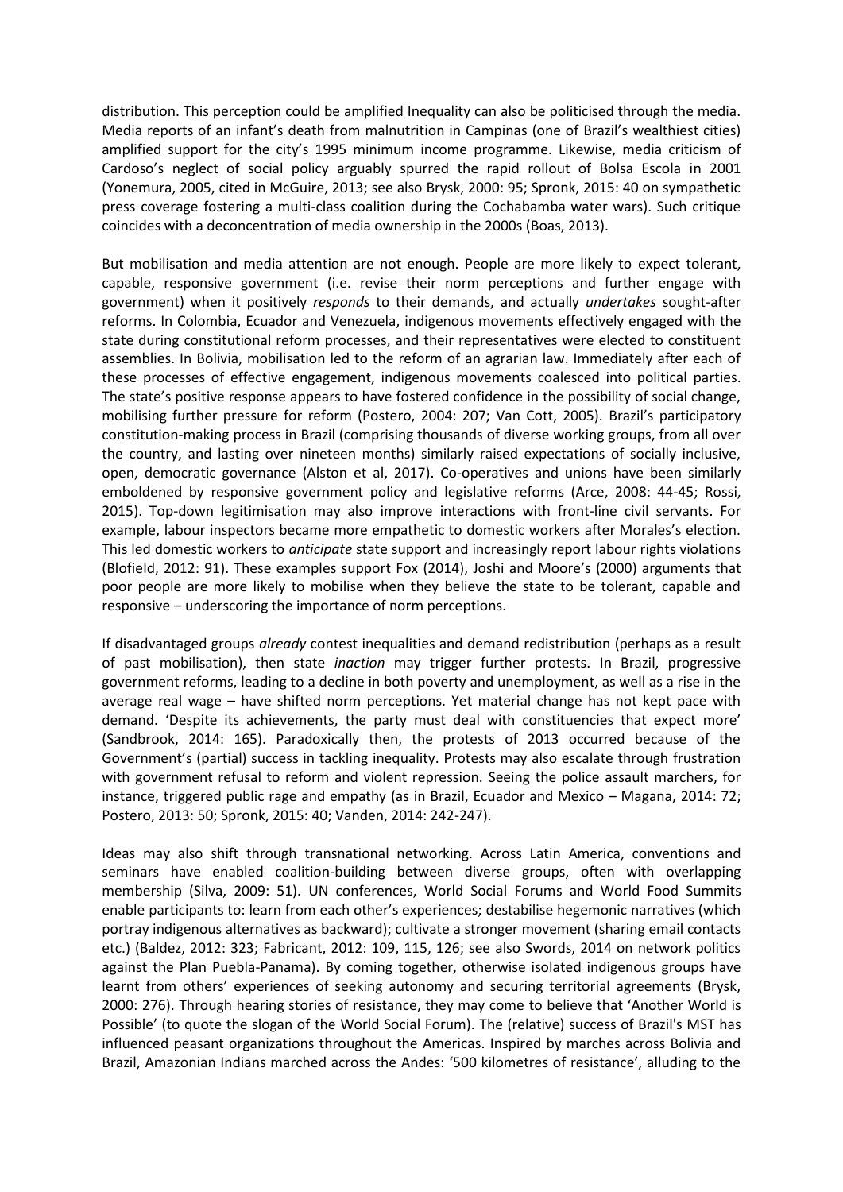distribution. This perception could be amplified Inequality can also be politicised through the media. Media reports of an infant's death from malnutrition in Campinas (one of Brazil's wealthiest cities) amplified support for the city's 1995 minimum income programme. Likewise, media criticism of Cardoso's neglect of social policy arguably spurred the rapid rollout of Bolsa Escola in 2001 (Yonemura, 2005, cited in McGuire, 2013; see also Brysk, 2000: 95; Spronk, 2015: 40 on sympathetic press coverage fostering a multi-class coalition during the Cochabamba water wars). Such critique coincides with a deconcentration of media ownership in the 2000s (Boas, 2013).

But mobilisation and media attention are not enough. People are more likely to expect tolerant, capable, responsive government (i.e. revise their norm perceptions and further engage with government) when it positively *responds* to their demands, and actually *undertakes* sought-after reforms. In Colombia, Ecuador and Venezuela, indigenous movements effectively engaged with the state during constitutional reform processes, and their representatives were elected to constituent assemblies. In Bolivia, mobilisation led to the reform of an agrarian law. Immediately after each of these processes of effective engagement, indigenous movements coalesced into political parties. The state's positive response appears to have fostered confidence in the possibility of social change, mobilising further pressure for reform (Postero, 2004: 207; Van Cott, 2005). Brazil's participatory constitution-making process in Brazil (comprising thousands of diverse working groups, from all over the country, and lasting over nineteen months) similarly raised expectations of socially inclusive, open, democratic governance (Alston et al, 2017). Co-operatives and unions have been similarly emboldened by responsive government policy and legislative reforms (Arce, 2008: 44-45; Rossi, 2015). Top-down legitimisation may also improve interactions with front-line civil servants. For example, labour inspectors became more empathetic to domestic workers after Morales's election. This led domestic workers to *anticipate* state support and increasingly report labour rights violations (Blofield, 2012: 91). These examples support Fox (2014), Joshi and Moore's (2000) arguments that poor people are more likely to mobilise when they believe the state to be tolerant, capable and responsive – underscoring the importance of norm perceptions.

If disadvantaged groups *already* contest inequalities and demand redistribution (perhaps as a result of past mobilisation), then state *inaction* may trigger further protests. In Brazil, progressive government reforms, leading to a decline in both poverty and unemployment, as well as a rise in the average real wage – have shifted norm perceptions. Yet material change has not kept pace with demand. 'Despite its achievements, the party must deal with constituencies that expect more' (Sandbrook, 2014: 165). Paradoxically then, the protests of 2013 occurred because of the Government's (partial) success in tackling inequality. Protests may also escalate through frustration with government refusal to reform and violent repression. Seeing the police assault marchers, for instance, triggered public rage and empathy (as in Brazil, Ecuador and Mexico – Magana, 2014: 72; Postero, 2013: 50; Spronk, 2015: 40; Vanden, 2014: 242-247).

Ideas may also shift through transnational networking. Across Latin America, conventions and seminars have enabled coalition-building between diverse groups, often with overlapping membership (Silva, 2009: 51). UN conferences, World Social Forums and World Food Summits enable participants to: learn from each other's experiences; destabilise hegemonic narratives (which portray indigenous alternatives as backward); cultivate a stronger movement (sharing email contacts etc.) (Baldez, 2012: 323; Fabricant, 2012: 109, 115, 126; see also Swords, 2014 on network politics against the Plan Puebla-Panama). By coming together, otherwise isolated indigenous groups have learnt from others' experiences of seeking autonomy and securing territorial agreements (Brysk, 2000: 276). Through hearing stories of resistance, they may come to believe that 'Another World is Possible' (to quote the slogan of the World Social Forum). The (relative) success of Brazil's MST has influenced peasant organizations throughout the Americas. Inspired by marches across Bolivia and Brazil, Amazonian Indians marched across the Andes: '500 kilometres of resistance', alluding to the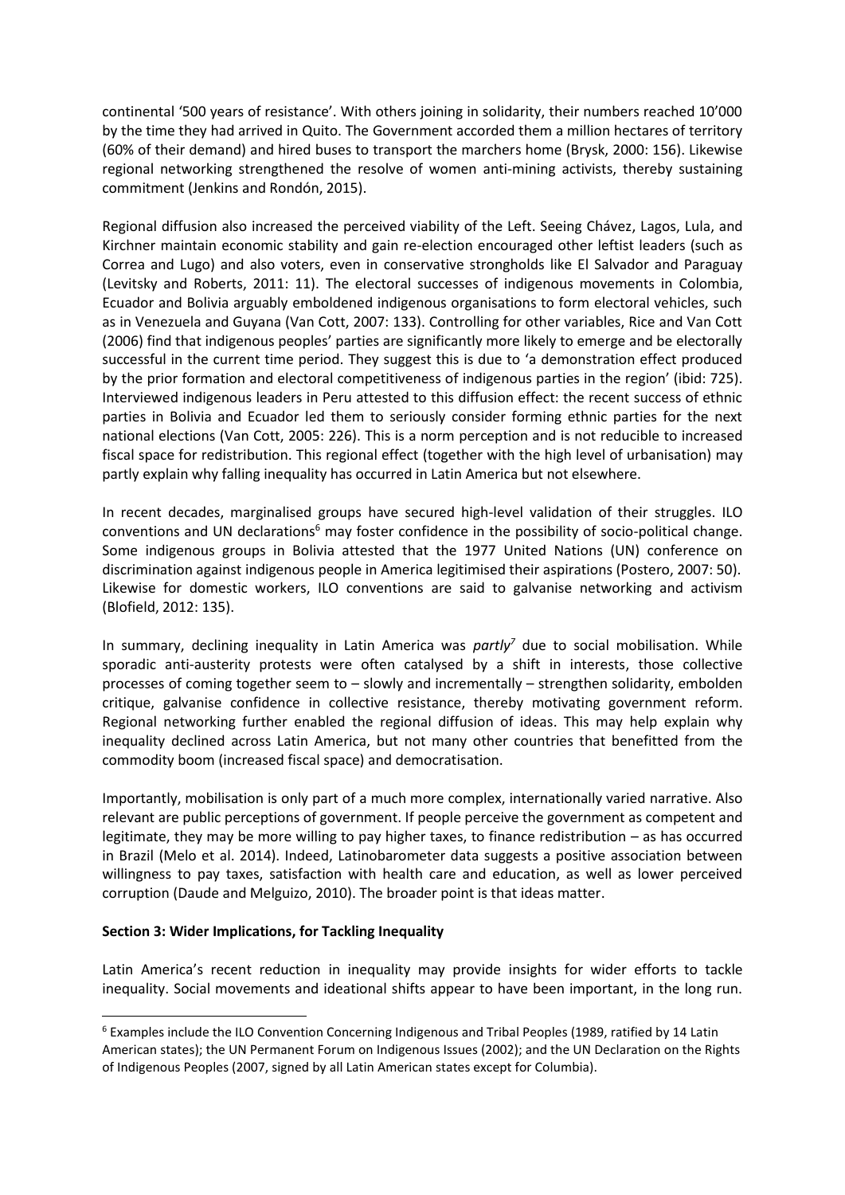continental '500 years of resistance'. With others joining in solidarity, their numbers reached 10'000 by the time they had arrived in Quito. The Government accorded them a million hectares of territory (60% of their demand) and hired buses to transport the marchers home (Brysk, 2000: 156). Likewise regional networking strengthened the resolve of women anti-mining activists, thereby sustaining commitment (Jenkins and Rondón, 2015).

Regional diffusion also increased the perceived viability of the Left. Seeing Chávez, Lagos, Lula, and Kirchner maintain economic stability and gain re-election encouraged other leftist leaders (such as Correa and Lugo) and also voters, even in conservative strongholds like El Salvador and Paraguay (Levitsky and Roberts, 2011: 11). The electoral successes of indigenous movements in Colombia, Ecuador and Bolivia arguably emboldened indigenous organisations to form electoral vehicles, such as in Venezuela and Guyana (Van Cott, 2007: 133). Controlling for other variables, Rice and Van Cott (2006) find that indigenous peoples' parties are significantly more likely to emerge and be electorally successful in the current time period. They suggest this is due to 'a demonstration effect produced by the prior formation and electoral competitiveness of indigenous parties in the region' (ibid: 725). Interviewed indigenous leaders in Peru attested to this diffusion effect: the recent success of ethnic parties in Bolivia and Ecuador led them to seriously consider forming ethnic parties for the next national elections (Van Cott, 2005: 226). This is a norm perception and is not reducible to increased fiscal space for redistribution. This regional effect (together with the high level of urbanisation) may partly explain why falling inequality has occurred in Latin America but not elsewhere.

In recent decades, marginalised groups have secured high-level validation of their struggles. ILO conventions and UN declarations[6] may foster confidence in the possibility of socio-political change. Some indigenous groups in Bolivia attested that the 1977 United Nations (UN) conference on discrimination against indigenous people in America legitimised their aspirations (Postero, 2007: 50). Likewise for domestic workers, ILO conventions are said to galvanise networking and activism (Blofield, 2012: 135).

In summary, declining inequality in Latin America was *partly*[7] due to social mobilisation. While sporadic anti-austerity protests were often catalysed by a shift in interests, those collective processes of coming together seem to – slowly and incrementally – strengthen solidarity, embolden critique, galvanise confidence in collective resistance, thereby motivating government reform. Regional networking further enabled the regional diffusion of ideas. This may help explain why inequality declined across Latin America, but not many other countries that benefitted from the commodity boom (increased fiscal space) and democratisation.

Importantly, mobilisation is only part of a much more complex, internationally varied narrative. Also relevant are public perceptions of government. If people perceive the government as competent and legitimate, they may be more willing to pay higher taxes, to finance redistribution – as has occurred in Brazil (Melo et al. 2014). Indeed, Latinobarometer data suggests a positive association between willingness to pay taxes, satisfaction with health care and education, as well as lower perceived corruption (Daude and Melguizo, 2010). The broader point is that ideas matter.

**Section 3: Wider Implications, for Tackling Inequality**

Latin America's recent reduction in inequality may provide insights for wider efforts to tackle inequality. Social movements and ideational shifts appear to have been important, in the long run.

[6] Examples include the ILO Convention Concerning Indigenous and Tribal Peoples (1989, ratified by 14 Latin American states); the UN Permanent Forum on Indigenous Issues (2002); and the UN Declaration on the Rights of Indigenous Peoples (2007, signed by all Latin American states except for Columbia).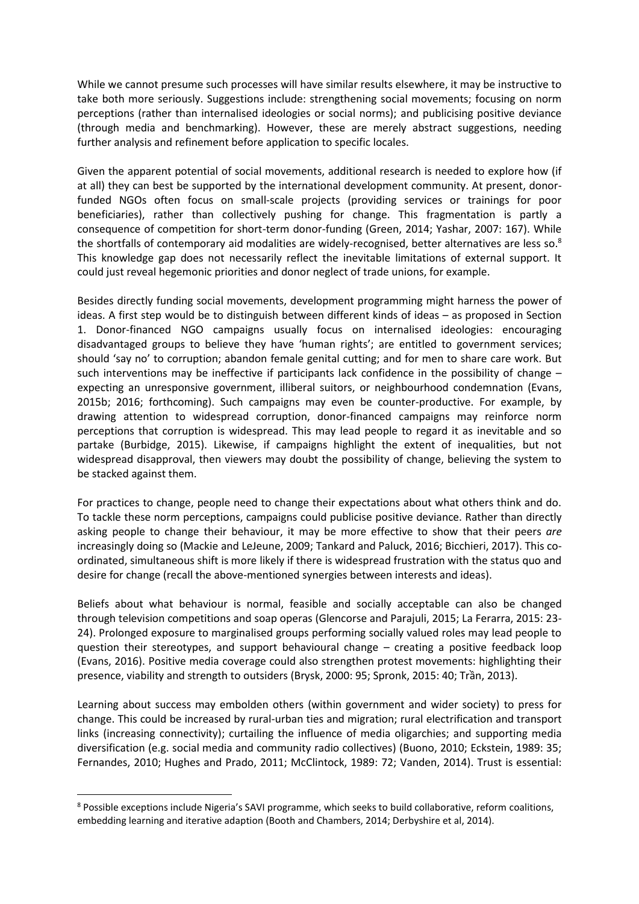While we cannot presume such processes will have similar results elsewhere, it may be instructive to take both more seriously. Suggestions include: strengthening social movements; focusing on norm perceptions (rather than internalised ideologies or social norms); and publicising positive deviance (through media and benchmarking). However, these are merely abstract suggestions, needing further analysis and refinement before application to specific locales.

Given the apparent potential of social movements, additional research is needed to explore how (if at all) they can best be supported by the international development community. At present, donor-funded NGOs often focus on small-scale projects (providing services or trainings for poor beneficiaries), rather than collectively pushing for change. This fragmentation is partly a consequence of competition for short-term donor-funding (Green, 2014; Yashar, 2007: 167). While the shortfalls of contemporary aid modalities are widely-recognised, better alternatives are less so.[8] This knowledge gap does not necessarily reflect the inevitable limitations of external support. It could just reveal hegemonic priorities and donor neglect of trade unions, for example.

Besides directly funding social movements, development programming might harness the power of ideas. A first step would be to distinguish between different kinds of ideas – as proposed in Section 1. Donor-financed NGO campaigns usually focus on internalised ideologies: encouraging disadvantaged groups to believe they have 'human rights'; are entitled to government services; should 'say no' to corruption; abandon female genital cutting; and for men to share care work. But such interventions may be ineffective if participants lack confidence in the possibility of change – expecting an unresponsive government, illiberal suitors, or neighbourhood condemnation (Evans, 2015b; 2016; forthcoming). Such campaigns may even be counter-productive. For example, by drawing attention to widespread corruption, donor-financed campaigns may reinforce norm perceptions that corruption is widespread. This may lead people to regard it as inevitable and so partake (Burbidge, 2015). Likewise, if campaigns highlight the extent of inequalities, but not widespread disapproval, then viewers may doubt the possibility of change, believing the system to be stacked against them.

For practices to change, people need to change their expectations about what others think and do. To tackle these norm perceptions, campaigns could publicise positive deviance. Rather than directly asking people to change their behaviour, it may be more effective to show that their peers *are* increasingly doing so (Mackie and LeJeune, 2009; Tankard and Paluck, 2016; Bicchieri, 2017). This co-ordinated, simultaneous shift is more likely if there is widespread frustration with the status quo and desire for change (recall the above-mentioned synergies between interests and ideas).

Beliefs about what behaviour is normal, feasible and socially acceptable can also be changed through television competitions and soap operas (Glencorse and Parajuli, 2015; La Ferarra, 2015: 23-24). Prolonged exposure to marginalised groups performing socially valued roles may lead people to question their stereotypes, and support behavioural change – creating a positive feedback loop (Evans, 2016). Positive media coverage could also strengthen protest movements: highlighting their presence, viability and strength to outsiders (Brysk, 2000: 95; Spronk, 2015: 40; Trần, 2013).

Learning about success may embolden others (within government and wider society) to press for change. This could be increased by rural-urban ties and migration; rural electrification and transport links (increasing connectivity); curtailing the influence of media oligarchies; and supporting media diversification (e.g. social media and community radio collectives) (Buono, 2010; Eckstein, 1989: 35; Fernandes, 2010; Hughes and Prado, 2011; McClintock, 1989: 72; Vanden, 2014). Trust is essential:

[8] Possible exceptions include Nigeria's SAVI programme, which seeks to build collaborative, reform coalitions, embedding learning and iterative adaption (Booth and Chambers, 2014; Derbyshire et al, 2014).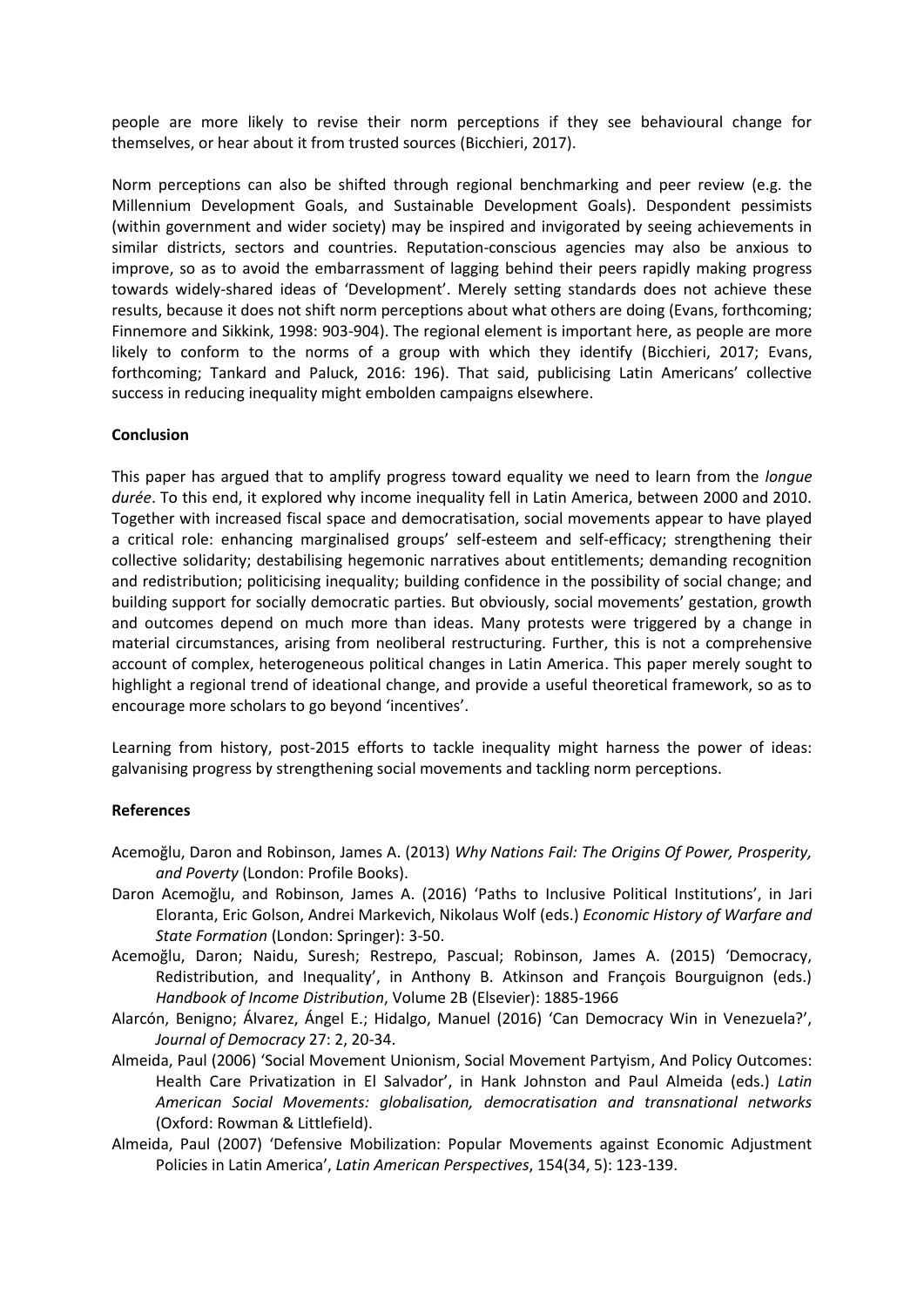people are more likely to revise their norm perceptions if they see behavioural change for themselves, or hear about it from trusted sources (Bicchieri, 2017).

Norm perceptions can also be shifted through regional benchmarking and peer review (e.g. the Millennium Development Goals, and Sustainable Development Goals). Despondent pessimists (within government and wider society) may be inspired and invigorated by seeing achievements in similar districts, sectors and countries. Reputation-conscious agencies may also be anxious to improve, so as to avoid the embarrassment of lagging behind their peers rapidly making progress towards widely-shared ideas of 'Development'. Merely setting standards does not achieve these results, because it does not shift norm perceptions about what others are doing (Evans, forthcoming; Finnemore and Sikkink, 1998: 903-904). The regional element is important here, as people are more likely to conform to the norms of a group with which they identify (Bicchieri, 2017; Evans, forthcoming; Tankard and Paluck, 2016: 196). That said, publicising Latin Americans' collective success in reducing inequality might embolden campaigns elsewhere.

**Conclusion**

This paper has argued that to amplify progress toward equality we need to learn from the *longue durée*. To this end, it explored why income inequality fell in Latin America, between 2000 and 2010. Together with increased fiscal space and democratisation, social movements appear to have played a critical role: enhancing marginalised groups' self-esteem and self-efficacy; strengthening their collective solidarity; destabilising hegemonic narratives about entitlements; demanding recognition and redistribution; politicising inequality; building confidence in the possibility of social change; and building support for socially democratic parties. But obviously, social movements' gestation, growth and outcomes depend on much more than ideas. Many protests were triggered by a change in material circumstances, arising from neoliberal restructuring. Further, this is not a comprehensive account of complex, heterogeneous political changes in Latin America. This paper merely sought to highlight a regional trend of ideational change, and provide a useful theoretical framework, so as to encourage more scholars to go beyond 'incentives'.

Learning from history, post-2015 efforts to tackle inequality might harness the power of ideas: galvanising progress by strengthening social movements and tackling norm perceptions.

**References**

Acemoğlu, Daron and Robinson, James A. (2013) *Why Nations Fail: The Origins Of Power, Prosperity, and Poverty* (London: Profile Books).

Daron Acemoğlu, and Robinson, James A. (2016) 'Paths to Inclusive Political Institutions', in Jari Eloranta, Eric Golson, Andrei Markevich, Nikolaus Wolf (eds.) *Economic History of Warfare and State Formation* (London: Springer): 3-50.

Acemoğlu, Daron; Naidu, Suresh; Restrepo, Pascual; Robinson, James A. (2015) 'Democracy, Redistribution, and Inequality', in Anthony B. Atkinson and François Bourguignon (eds.) *Handbook of Income Distribution*, Volume 2B (Elsevier): 1885-1966

Alarcón, Benigno; Álvarez, Ángel E.; Hidalgo, Manuel (2016) 'Can Democracy Win in Venezuela?', *Journal of Democracy* 27: 2, 20-34.

Almeida, Paul (2006) 'Social Movement Unionism, Social Movement Partyism, And Policy Outcomes: Health Care Privatization in El Salvador', in Hank Johnston and Paul Almeida (eds.) *Latin American Social Movements: globalisation, democratisation and transnational networks* (Oxford: Rowman & Littlefield).

Almeida, Paul (2007) 'Defensive Mobilization: Popular Movements against Economic Adjustment Policies in Latin America', *Latin American Perspectives*, 154(34, 5): 123-139.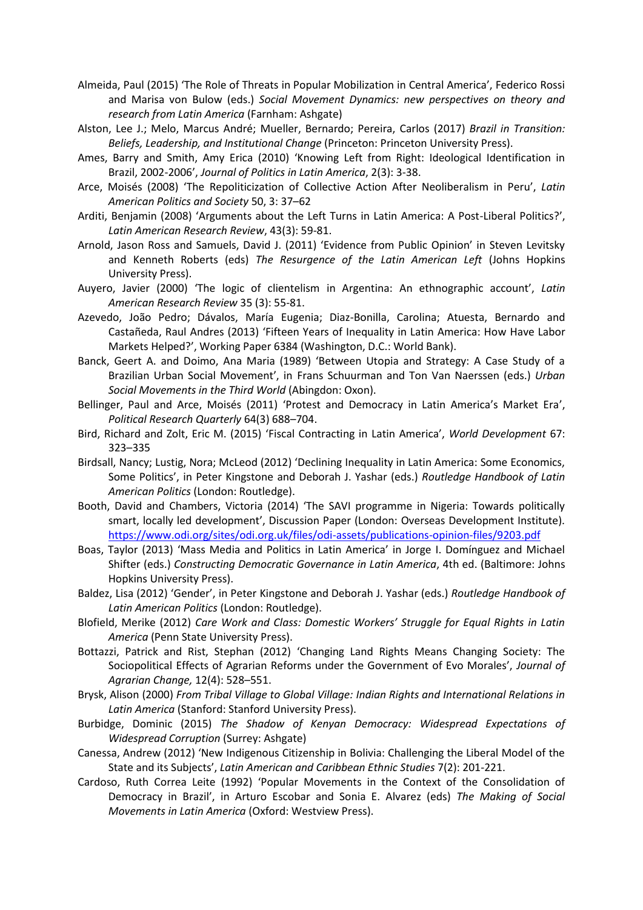Almeida, Paul (2015) 'The Role of Threats in Popular Mobilization in Central America', Federico Rossi and Marisa von Bulow (eds.) *Social Movement Dynamics: new perspectives on theory and research from Latin America* (Farnham: Ashgate)

Alston, Lee J.; Melo, Marcus André; Mueller, Bernardo; Pereira, Carlos (2017) *Brazil in Transition: Beliefs, Leadership, and Institutional Change* (Princeton: Princeton University Press).

Ames, Barry and Smith, Amy Erica (2010) 'Knowing Left from Right: Ideological Identification in Brazil, 2002-2006', *Journal of Politics in Latin America*, 2(3): 3-38.

Arce, Moisés (2008) 'The Repoliticization of Collective Action After Neoliberalism in Peru', *Latin American Politics and Society* 50, 3: 37–62

Arditi, Benjamin (2008) 'Arguments about the Left Turns in Latin America: A Post-Liberal Politics?', *Latin American Research Review*, 43(3): 59-81.

Arnold, Jason Ross and Samuels, David J. (2011) 'Evidence from Public Opinion' in Steven Levitsky and Kenneth Roberts (eds) *The Resurgence of the Latin American Left* (Johns Hopkins University Press).

Auyero, Javier (2000) 'The logic of clientelism in Argentina: An ethnographic account', *Latin American Research Review* 35 (3): 55-81.

Azevedo, João Pedro; Dávalos, María Eugenia; Diaz-Bonilla, Carolina; Atuesta, Bernardo and Castañeda, Raul Andres (2013) 'Fifteen Years of Inequality in Latin America: How Have Labor Markets Helped?', Working Paper 6384 (Washington, D.C.: World Bank).

Banck, Geert A. and Doimo, Ana Maria (1989) 'Between Utopia and Strategy: A Case Study of a Brazilian Urban Social Movement', in Frans Schuurman and Ton Van Naerssen (eds.) *Urban Social Movements in the Third World* (Abingdon: Oxon).

Bellinger, Paul and Arce, Moisés (2011) 'Protest and Democracy in Latin America's Market Era', *Political Research Quarterly* 64(3) 688–704.

Bird, Richard and Zolt, Eric M. (2015) 'Fiscal Contracting in Latin America', *World Development* 67: 323–335

Birdsall, Nancy; Lustig, Nora; McLeod (2012) 'Declining Inequality in Latin America: Some Economics, Some Politics', in Peter Kingstone and Deborah J. Yashar (eds.) *Routledge Handbook of Latin American Politics* (London: Routledge).

Booth, David and Chambers, Victoria (2014) 'The SAVI programme in Nigeria: Towards politically smart, locally led development', Discussion Paper (London: Overseas Development Institute). https://www.odi.org/sites/odi.org.uk/files/odi-assets/publications-opinion-files/9203.pdf

Boas, Taylor (2013) 'Mass Media and Politics in Latin America' in Jorge I. Domínguez and Michael Shifter (eds.) *Constructing Democratic Governance in Latin America*, 4th ed. (Baltimore: Johns Hopkins University Press).

Baldez, Lisa (2012) 'Gender', in Peter Kingstone and Deborah J. Yashar (eds.) *Routledge Handbook of Latin American Politics* (London: Routledge).

Blofield, Merike (2012) *Care Work and Class: Domestic Workers' Struggle for Equal Rights in Latin America* (Penn State University Press).

Bottazzi, Patrick and Rist, Stephan (2012) 'Changing Land Rights Means Changing Society: The Sociopolitical Effects of Agrarian Reforms under the Government of Evo Morales', *Journal of Agrarian Change,* 12(4): 528–551.

Brysk, Alison (2000) *From Tribal Village to Global Village: Indian Rights and International Relations in Latin America* (Stanford: Stanford University Press).

Burbidge, Dominic (2015) *The Shadow of Kenyan Democracy: Widespread Expectations of Widespread Corruption* (Surrey: Ashgate)

Canessa, Andrew (2012) 'New Indigenous Citizenship in Bolivia: Challenging the Liberal Model of the State and its Subjects', *Latin American and Caribbean Ethnic Studies* 7(2): 201-221.

Cardoso, Ruth Correa Leite (1992) 'Popular Movements in the Context of the Consolidation of Democracy in Brazil', in Arturo Escobar and Sonia E. Alvarez (eds) *The Making of Social Movements in Latin America* (Oxford: Westview Press).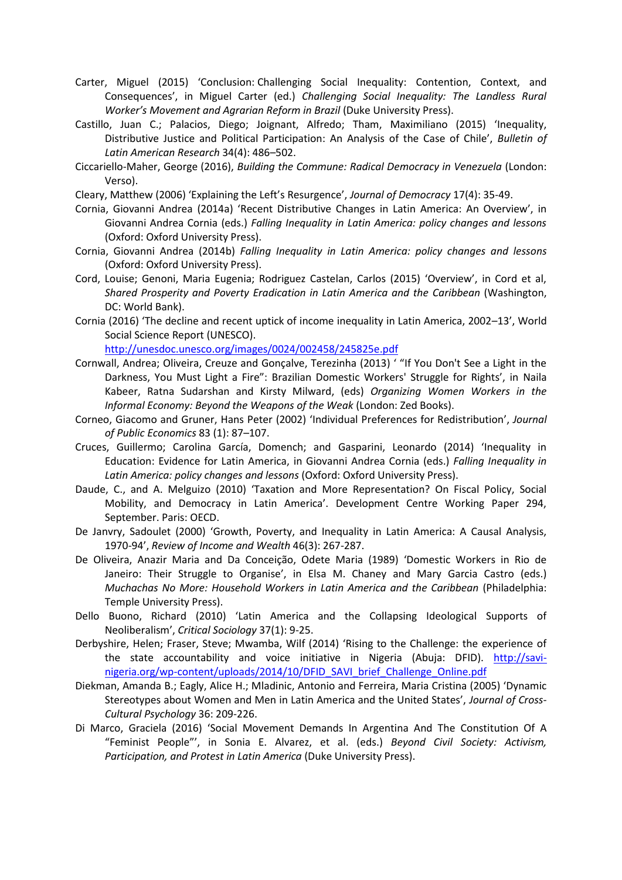Carter, Miguel (2015) 'Conclusion: Challenging Social Inequality: Contention, Context, and Consequences', in Miguel Carter (ed.) *Challenging Social Inequality: The Landless Rural Worker's Movement and Agrarian Reform in Brazil* (Duke University Press).

Castillo, Juan C.; Palacios, Diego; Joignant, Alfredo; Tham, Maximiliano (2015) 'Inequality, Distributive Justice and Political Participation: An Analysis of the Case of Chile', *Bulletin of Latin American Research* 34(4): 486–502.

Ciccariello-Maher, George (2016), *Building the Commune: Radical Democracy in Venezuela* (London: Verso).

Cleary, Matthew (2006) 'Explaining the Left's Resurgence', *Journal of Democracy* 17(4): 35-49.

Cornia, Giovanni Andrea (2014a) 'Recent Distributive Changes in Latin America: An Overview', in Giovanni Andrea Cornia (eds.) *Falling Inequality in Latin America: policy changes and lessons* (Oxford: Oxford University Press).

Cornia, Giovanni Andrea (2014b) *Falling Inequality in Latin America: policy changes and lessons* (Oxford: Oxford University Press).

Cord, Louise; Genoni, Maria Eugenia; Rodriguez Castelan, Carlos (2015) 'Overview', in Cord et al, *Shared Prosperity and Poverty Eradication in Latin America and the Caribbean* (Washington, DC: World Bank).

Cornia (2016) 'The decline and recent uptick of income inequality in Latin America, 2002–13', World Social Science Report (UNESCO). http://unesdoc.unesco.org/images/0024/002458/245825e.pdf

Cornwall, Andrea; Oliveira, Creuze and Gonçalve, Terezinha (2013) ' "If You Don't See a Light in the Darkness, You Must Light a Fire": Brazilian Domestic Workers' Struggle for Rights', in Naila Kabeer, Ratna Sudarshan and Kirsty Milward, (eds) *Organizing Women Workers in the Informal Economy: Beyond the Weapons of the Weak* (London: Zed Books).

Corneo, Giacomo and Gruner, Hans Peter (2002) 'Individual Preferences for Redistribution', *Journal of Public Economics* 83 (1): 87–107.

Cruces, Guillermo; Carolina García, Domench; and Gasparini, Leonardo (2014) 'Inequality in Education: Evidence for Latin America, in Giovanni Andrea Cornia (eds.) *Falling Inequality in Latin America: policy changes and lessons* (Oxford: Oxford University Press).

Daude, C., and A. Melguizo (2010) 'Taxation and More Representation? On Fiscal Policy, Social Mobility, and Democracy in Latin America'. Development Centre Working Paper 294, September. Paris: OECD.

De Janvry, Sadoulet (2000) 'Growth, Poverty, and Inequality in Latin America: A Causal Analysis, 1970-94', *Review of Income and Wealth* 46(3): 267-287.

De Oliveira, Anazir Maria and Da Conceição, Odete Maria (1989) 'Domestic Workers in Rio de Janeiro: Their Struggle to Organise', in Elsa M. Chaney and Mary Garcia Castro (eds.) *Muchachas No More: Household Workers in Latin America and the Caribbean* (Philadelphia: Temple University Press).

Dello Buono, Richard (2010) 'Latin America and the Collapsing Ideological Supports of Neoliberalism', *Critical Sociology* 37(1): 9-25.

Derbyshire, Helen; Fraser, Steve; Mwamba, Wilf (2014) 'Rising to the Challenge: the experience of the state accountability and voice initiative in Nigeria (Abuja: DFID). http://savi-nigeria.org/wp-content/uploads/2014/10/DFID_SAVI_brief_Challenge_Online.pdf

Diekman, Amanda B.; Eagly, Alice H.; Mladinic, Antonio and Ferreira, Maria Cristina (2005) 'Dynamic Stereotypes about Women and Men in Latin America and the United States', *Journal of Cross-Cultural Psychology* 36: 209-226.

Di Marco, Graciela (2016) 'Social Movement Demands In Argentina And The Constitution Of A "Feminist People"', in Sonia E. Alvarez, et al. (eds.) *Beyond Civil Society: Activism, Participation, and Protest in Latin America* (Duke University Press).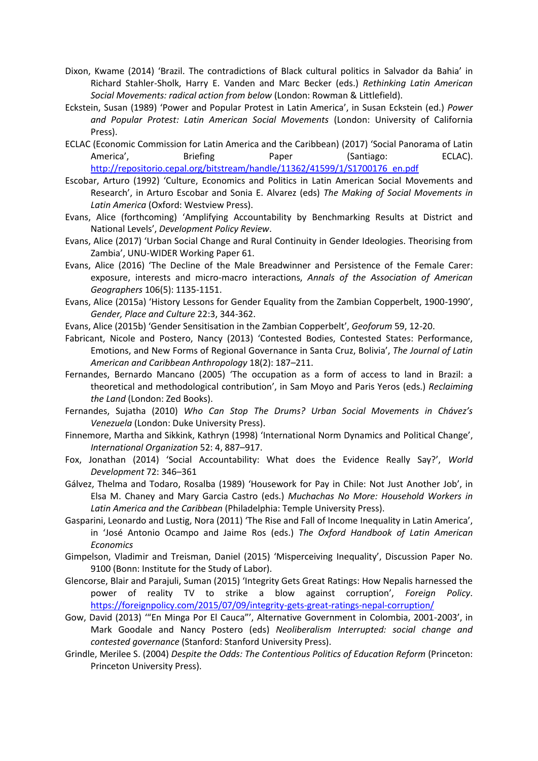Dixon, Kwame (2014) 'Brazil. The contradictions of Black cultural politics in Salvador da Bahia' in Richard Stahler-Sholk, Harry E. Vanden and Marc Becker (eds.) *Rethinking Latin American Social Movements: radical action from below* (London: Rowman & Littlefield).

Eckstein, Susan (1989) 'Power and Popular Protest in Latin America', in Susan Eckstein (ed.) *Power and Popular Protest: Latin American Social Movements* (London: University of California Press).

ECLAC (Economic Commission for Latin America and the Caribbean) (2017) 'Social Panorama of Latin America', Briefing Paper (Santiago: ECLAC). http://repositorio.cepal.org/bitstream/handle/11362/41599/1/S1700176_en.pdf

Escobar, Arturo (1992) 'Culture, Economics and Politics in Latin American Social Movements and Research', in Arturo Escobar and Sonia E. Alvarez (eds) *The Making of Social Movements in Latin America* (Oxford: Westview Press).

Evans, Alice (forthcoming) 'Amplifying Accountability by Benchmarking Results at District and National Levels', *Development Policy Review*.

Evans, Alice (2017) 'Urban Social Change and Rural Continuity in Gender Ideologies. Theorising from Zambia', UNU-WIDER Working Paper 61.

Evans, Alice (2016) 'The Decline of the Male Breadwinner and Persistence of the Female Carer: exposure, interests and micro-macro interactions, *Annals of the Association of American Geographers* 106(5): 1135-1151.

Evans, Alice (2015a) 'History Lessons for Gender Equality from the Zambian Copperbelt, 1900-1990', *Gender, Place and Culture* 22:3, 344-362.

Evans, Alice (2015b) 'Gender Sensitisation in the Zambian Copperbelt', *Geoforum* 59, 12-20.

Fabricant, Nicole and Postero, Nancy (2013) 'Contested Bodies, Contested States: Performance, Emotions, and New Forms of Regional Governance in Santa Cruz, Bolivia', *The Journal of Latin American and Caribbean Anthropology* 18(2): 187–211.

Fernandes, Bernardo Mancano (2005) 'The occupation as a form of access to land in Brazil: a theoretical and methodological contribution', in Sam Moyo and Paris Yeros (eds.) *Reclaiming the Land* (London: Zed Books).

Fernandes, Sujatha (2010) *Who Can Stop The Drums? Urban Social Movements in Chávez's Venezuela* (London: Duke University Press).

Finnemore, Martha and Sikkink, Kathryn (1998) 'International Norm Dynamics and Political Change', *International Organization* 52: 4, 887–917.

Fox, Jonathan (2014) 'Social Accountability: What does the Evidence Really Say?', *World Development* 72: 346–361

Gálvez, Thelma and Todaro, Rosalba (1989) 'Housework for Pay in Chile: Not Just Another Job', in Elsa M. Chaney and Mary Garcia Castro (eds.) *Muchachas No More: Household Workers in Latin America and the Caribbean* (Philadelphia: Temple University Press).

Gasparini, Leonardo and Lustig, Nora (2011) 'The Rise and Fall of Income Inequality in Latin America', in 'José Antonio Ocampo and Jaime Ros (eds.) *The Oxford Handbook of Latin American Economics*

Gimpelson, Vladimir and Treisman, Daniel (2015) 'Misperceiving Inequality', Discussion Paper No. 9100 (Bonn: Institute for the Study of Labor).

Glencorse, Blair and Parajuli, Suman (2015) 'Integrity Gets Great Ratings: How Nepalis harnessed the power of reality TV to strike a blow against corruption', *Foreign Policy*. https://foreignpolicy.com/2015/07/09/integrity-gets-great-ratings-nepal-corruption/

Gow, David (2013) '"En Minga Por El Cauca"', Alternative Government in Colombia, 2001-2003', in Mark Goodale and Nancy Postero (eds) *Neoliberalism Interrupted: social change and contested governance* (Stanford: Stanford University Press).

Grindle, Merilee S. (2004) *Despite the Odds: The Contentious Politics of Education Reform* (Princeton: Princeton University Press).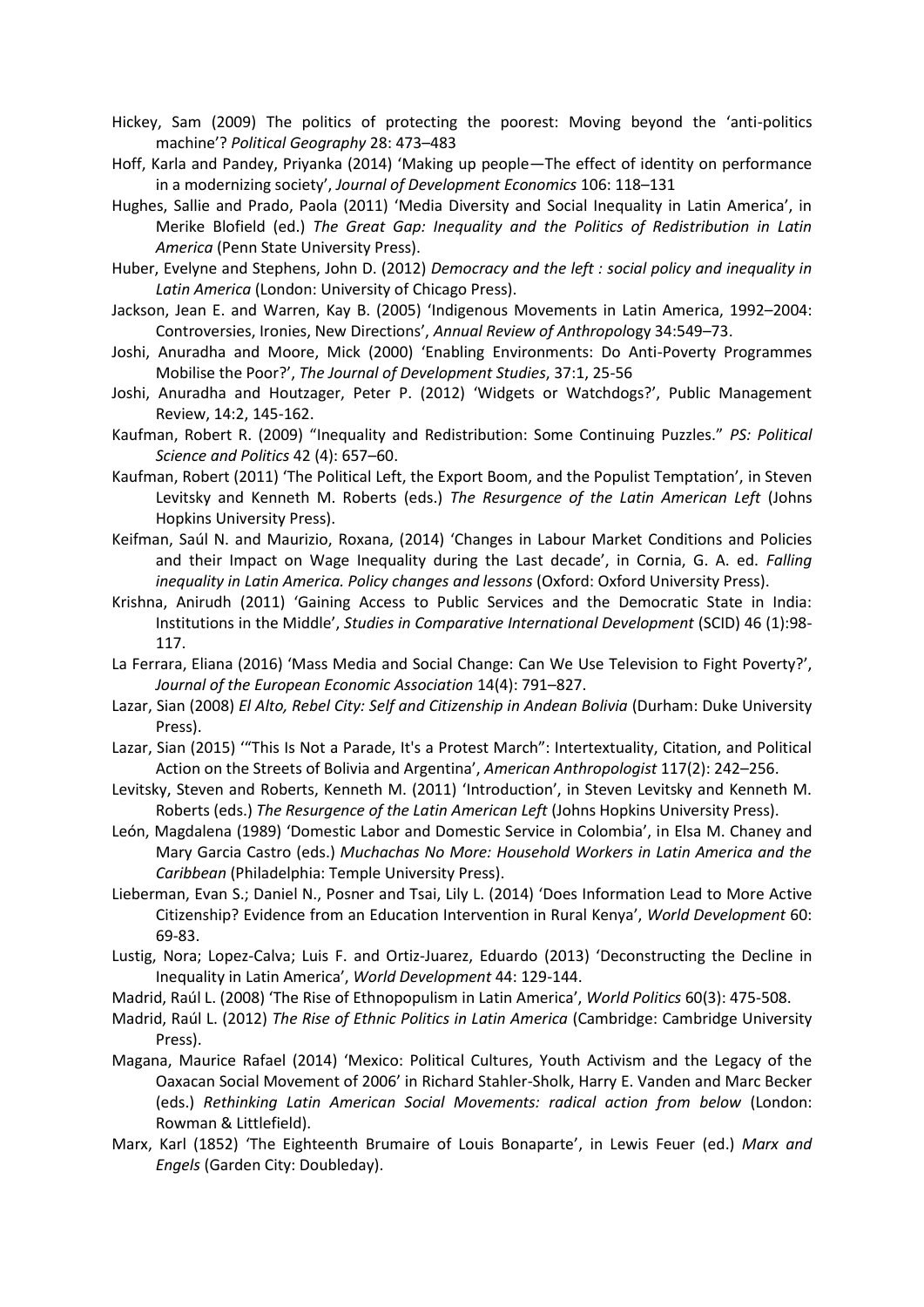Hickey, Sam (2009) The politics of protecting the poorest: Moving beyond the 'anti-politics machine'? *Political Geography* 28: 473–483

Hoff, Karla and Pandey, Priyanka (2014) 'Making up people—The effect of identity on performance in a modernizing society', *Journal of Development Economics* 106: 118–131

Hughes, Sallie and Prado, Paola (2011) 'Media Diversity and Social Inequality in Latin America', in Merike Blofield (ed.) *The Great Gap: Inequality and the Politics of Redistribution in Latin America* (Penn State University Press).

Huber, Evelyne and Stephens, John D. (2012) *Democracy and the left : social policy and inequality in Latin America* (London: University of Chicago Press).

Jackson, Jean E. and Warren, Kay B. (2005) 'Indigenous Movements in Latin America, 1992–2004: Controversies, Ironies, New Directions', *Annual Review of Anthropol*ogy 34:549–73.

Joshi, Anuradha and Moore, Mick (2000) 'Enabling Environments: Do Anti-Poverty Programmes Mobilise the Poor?', *The Journal of Development Studies*, 37:1, 25-56

Joshi, Anuradha and Houtzager, Peter P. (2012) 'Widgets or Watchdogs?', Public Management Review, 14:2, 145-162.

Kaufman, Robert R. (2009) "Inequality and Redistribution: Some Continuing Puzzles." *PS: Political Science and Politics* 42 (4): 657–60.

Kaufman, Robert (2011) 'The Political Left, the Export Boom, and the Populist Temptation', in Steven Levitsky and Kenneth M. Roberts (eds.) *The Resurgence of the Latin American Left* (Johns Hopkins University Press).

Keifman, Saúl N. and Maurizio, Roxana, (2014) 'Changes in Labour Market Conditions and Policies and their Impact on Wage Inequality during the Last decade', in Cornia, G. A. ed. *Falling inequality in Latin America. Policy changes and lessons* (Oxford: Oxford University Press).

Krishna, Anirudh (2011) 'Gaining Access to Public Services and the Democratic State in India: Institutions in the Middle', *Studies in Comparative International Development* (SCID) 46 (1):98-117.

La Ferrara, Eliana (2016) 'Mass Media and Social Change: Can We Use Television to Fight Poverty?', *Journal of the European Economic Association* 14(4): 791–827.

Lazar, Sian (2008) *El Alto, Rebel City: Self and Citizenship in Andean Bolivia* (Durham: Duke University Press).

Lazar, Sian (2015) '"This Is Not a Parade, It's a Protest March": Intertextuality, Citation, and Political Action on the Streets of Bolivia and Argentina', *American Anthropologist* 117(2): 242–256.

Levitsky, Steven and Roberts, Kenneth M. (2011) 'Introduction', in Steven Levitsky and Kenneth M. Roberts (eds.) *The Resurgence of the Latin American Left* (Johns Hopkins University Press).

León, Magdalena (1989) 'Domestic Labor and Domestic Service in Colombia', in Elsa M. Chaney and Mary Garcia Castro (eds.) *Muchachas No More: Household Workers in Latin America and the Caribbean* (Philadelphia: Temple University Press).

Lieberman, Evan S.; Daniel N., Posner and Tsai, Lily L. (2014) 'Does Information Lead to More Active Citizenship? Evidence from an Education Intervention in Rural Kenya', *World Development* 60: 69-83.

Lustig, Nora; Lopez-Calva; Luis F. and Ortiz-Juarez, Eduardo (2013) 'Deconstructing the Decline in Inequality in Latin America', *World Development* 44: 129-144.

Madrid, Raúl L. (2008) 'The Rise of Ethnopopulism in Latin America', *World Politics* 60(3): 475-508.

Madrid, Raúl L. (2012) *The Rise of Ethnic Politics in Latin America* (Cambridge: Cambridge University Press).

Magana, Maurice Rafael (2014) 'Mexico: Political Cultures, Youth Activism and the Legacy of the Oaxacan Social Movement of 2006' in Richard Stahler-Sholk, Harry E. Vanden and Marc Becker (eds.) *Rethinking Latin American Social Movements: radical action from below* (London: Rowman & Littlefield).

Marx, Karl (1852) 'The Eighteenth Brumaire of Louis Bonaparte', in Lewis Feuer (ed.) *Marx and Engels* (Garden City: Doubleday).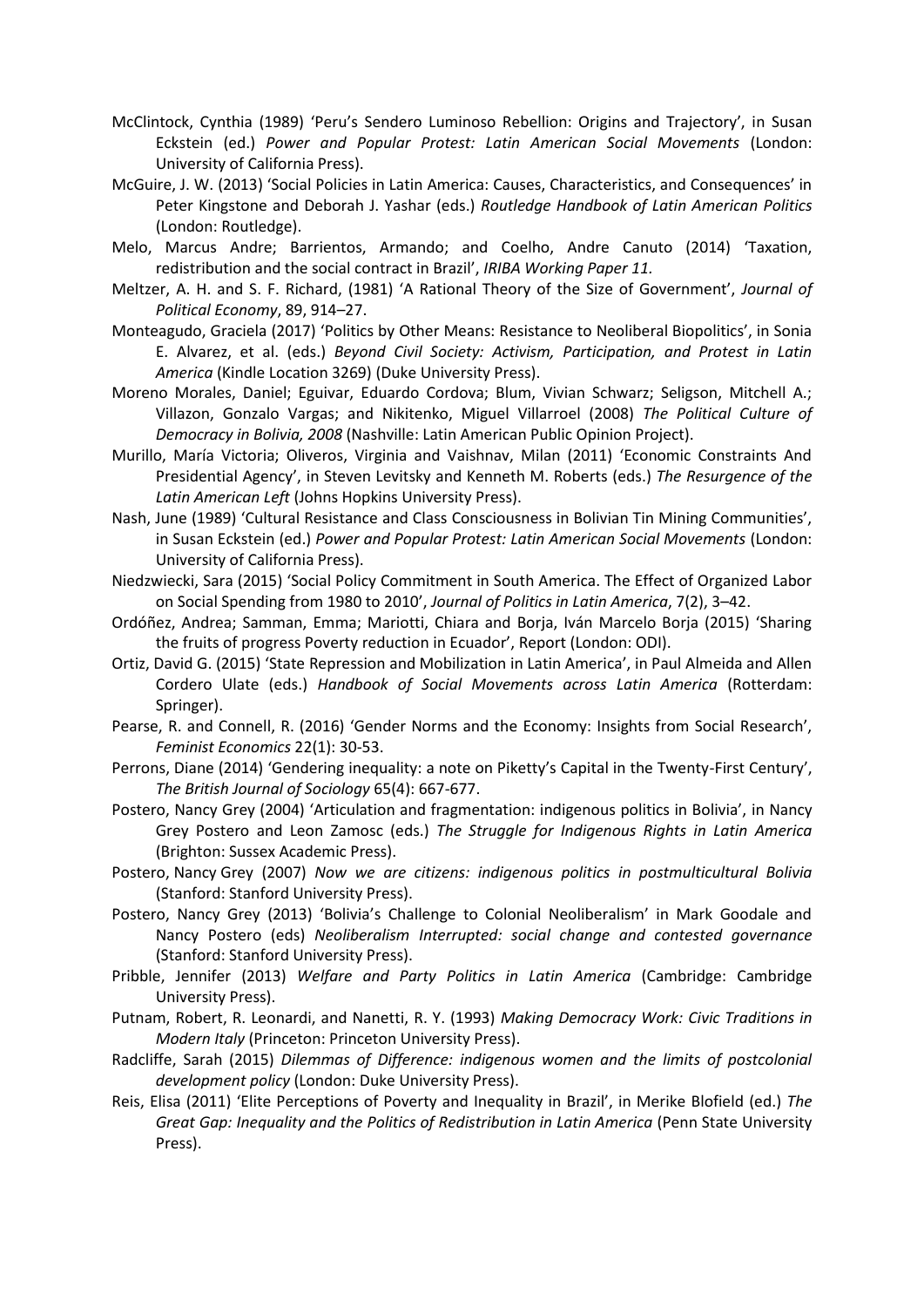McClintock, Cynthia (1989) 'Peru's Sendero Luminoso Rebellion: Origins and Trajectory', in Susan Eckstein (ed.) *Power and Popular Protest: Latin American Social Movements* (London: University of California Press).

McGuire, J. W. (2013) 'Social Policies in Latin America: Causes, Characteristics, and Consequences' in Peter Kingstone and Deborah J. Yashar (eds.) *Routledge Handbook of Latin American Politics* (London: Routledge).

Melo, Marcus Andre; Barrientos, Armando; and Coelho, Andre Canuto (2014) 'Taxation, redistribution and the social contract in Brazil', *IRIBA Working Paper 11.*

Meltzer, A. H. and S. F. Richard, (1981) 'A Rational Theory of the Size of Government', *Journal of Political Economy*, 89, 914–27.

Monteagudo, Graciela (2017) 'Politics by Other Means: Resistance to Neoliberal Biopolitics', in Sonia E. Alvarez, et al. (eds.) *Beyond Civil Society: Activism, Participation, and Protest in Latin America* (Kindle Location 3269) (Duke University Press).

Moreno Morales, Daniel; Eguivar, Eduardo Cordova; Blum, Vivian Schwarz; Seligson, Mitchell A.; Villazon, Gonzalo Vargas; and Nikitenko, Miguel Villarroel (2008) *The Political Culture of Democracy in Bolivia, 2008* (Nashville: Latin American Public Opinion Project).

Murillo, María Victoria; Oliveros, Virginia and Vaishnav, Milan (2011) 'Economic Constraints And Presidential Agency', in Steven Levitsky and Kenneth M. Roberts (eds.) *The Resurgence of the Latin American Left* (Johns Hopkins University Press).

Nash, June (1989) 'Cultural Resistance and Class Consciousness in Bolivian Tin Mining Communities', in Susan Eckstein (ed.) *Power and Popular Protest: Latin American Social Movements* (London: University of California Press).

Niedzwiecki, Sara (2015) 'Social Policy Commitment in South America. The Effect of Organized Labor on Social Spending from 1980 to 2010', *Journal of Politics in Latin America*, 7(2), 3–42.

Ordóñez, Andrea; Samman, Emma; Mariotti, Chiara and Borja, Iván Marcelo Borja (2015) 'Sharing the fruits of progress Poverty reduction in Ecuador', Report (London: ODI).

Ortiz, David G. (2015) 'State Repression and Mobilization in Latin America', in Paul Almeida and Allen Cordero Ulate (eds.) *Handbook of Social Movements across Latin America* (Rotterdam: Springer).

Pearse, R. and Connell, R. (2016) 'Gender Norms and the Economy: Insights from Social Research', *Feminist Economics* 22(1): 30-53.

Perrons, Diane (2014) 'Gendering inequality: a note on Piketty's Capital in the Twenty-First Century', *The British Journal of Sociology* 65(4): 667-677.

Postero, Nancy Grey (2004) 'Articulation and fragmentation: indigenous politics in Bolivia', in Nancy Grey Postero and Leon Zamosc (eds.) *The Struggle for Indigenous Rights in Latin America* (Brighton: Sussex Academic Press).

Postero, Nancy Grey (2007) *Now we are citizens: indigenous politics in postmulticultural Bolivia* (Stanford: Stanford University Press).

Postero, Nancy Grey (2013) 'Bolivia's Challenge to Colonial Neoliberalism' in Mark Goodale and Nancy Postero (eds) *Neoliberalism Interrupted: social change and contested governance* (Stanford: Stanford University Press).

Pribble, Jennifer (2013) *Welfare and Party Politics in Latin America* (Cambridge: Cambridge University Press).

Putnam, Robert, R. Leonardi, and Nanetti, R. Y. (1993) *Making Democracy Work: Civic Traditions in Modern Italy* (Princeton: Princeton University Press).

Radcliffe, Sarah (2015) *Dilemmas of Difference: indigenous women and the limits of postcolonial development policy* (London: Duke University Press).

Reis, Elisa (2011) 'Elite Perceptions of Poverty and Inequality in Brazil', in Merike Blofield (ed.) *The Great Gap: Inequality and the Politics of Redistribution in Latin America* (Penn State University Press).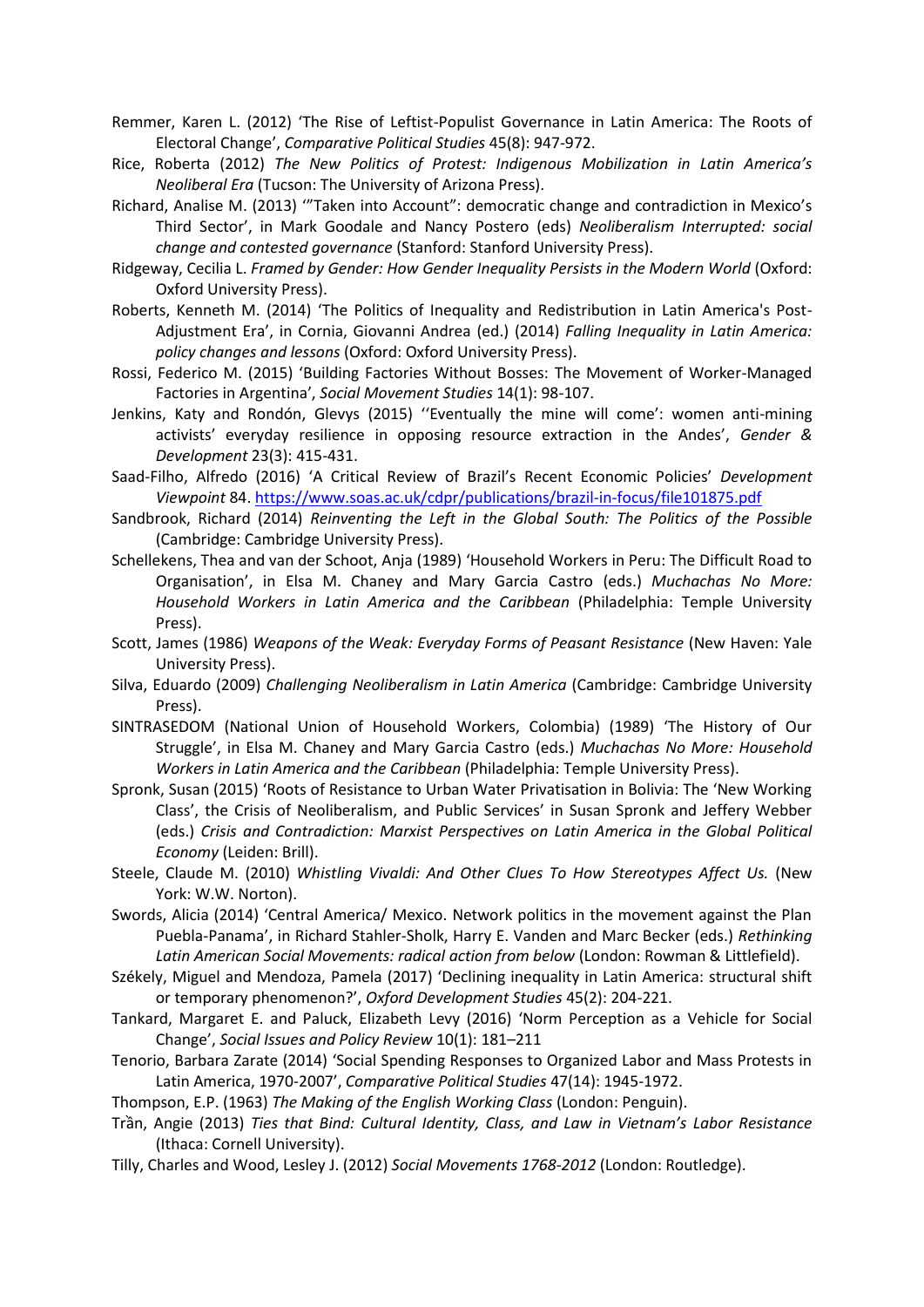Remmer, Karen L. (2012) 'The Rise of Leftist-Populist Governance in Latin America: The Roots of Electoral Change', *Comparative Political Studies* 45(8): 947-972.

Rice, Roberta (2012) *The New Politics of Protest: Indigenous Mobilization in Latin America's Neoliberal Era* (Tucson: The University of Arizona Press).

Richard, Analise M. (2013) '"Taken into Account": democratic change and contradiction in Mexico's Third Sector', in Mark Goodale and Nancy Postero (eds) *Neoliberalism Interrupted: social change and contested governance* (Stanford: Stanford University Press).

Ridgeway, Cecilia L. *Framed by Gender: How Gender Inequality Persists in the Modern World* (Oxford: Oxford University Press).

Roberts, Kenneth M. (2014) 'The Politics of Inequality and Redistribution in Latin America's Post-Adjustment Era', in Cornia, Giovanni Andrea (ed.) (2014) *Falling Inequality in Latin America: policy changes and lessons* (Oxford: Oxford University Press).

Rossi, Federico M. (2015) 'Building Factories Without Bosses: The Movement of Worker-Managed Factories in Argentina', *Social Movement Studies* 14(1): 98-107.

Jenkins, Katy and Rondón, Glevys (2015) ''Eventually the mine will come': women anti-mining activists' everyday resilience in opposing resource extraction in the Andes', *Gender & Development* 23(3): 415-431.

Saad-Filho, Alfredo (2016) 'A Critical Review of Brazil's Recent Economic Policies' *Development Viewpoint* 84. https://www.soas.ac.uk/cdpr/publications/brazil-in-focus/file101875.pdf

Sandbrook, Richard (2014) *Reinventing the Left in the Global South: The Politics of the Possible* (Cambridge: Cambridge University Press).

Schellekens, Thea and van der Schoot, Anja (1989) 'Household Workers in Peru: The Difficult Road to Organisation', in Elsa M. Chaney and Mary Garcia Castro (eds.) *Muchachas No More: Household Workers in Latin America and the Caribbean* (Philadelphia: Temple University Press).

Scott, James (1986) *Weapons of the Weak: Everyday Forms of Peasant Resistance* (New Haven: Yale University Press).

Silva, Eduardo (2009) *Challenging Neoliberalism in Latin America* (Cambridge: Cambridge University Press).

SINTRASEDOM (National Union of Household Workers, Colombia) (1989) 'The History of Our Struggle', in Elsa M. Chaney and Mary Garcia Castro (eds.) *Muchachas No More: Household Workers in Latin America and the Caribbean* (Philadelphia: Temple University Press).

Spronk, Susan (2015) 'Roots of Resistance to Urban Water Privatisation in Bolivia: The 'New Working Class', the Crisis of Neoliberalism, and Public Services' in Susan Spronk and Jeffery Webber (eds.) *Crisis and Contradiction: Marxist Perspectives on Latin America in the Global Political Economy* (Leiden: Brill).

Steele, Claude M. (2010) *Whistling Vivaldi: And Other Clues To How Stereotypes Affect Us.* (New York: W.W. Norton).

Swords, Alicia (2014) 'Central America/ Mexico. Network politics in the movement against the Plan Puebla-Panama', in Richard Stahler-Sholk, Harry E. Vanden and Marc Becker (eds.) *Rethinking Latin American Social Movements: radical action from below* (London: Rowman & Littlefield).

Székely, Miguel and Mendoza, Pamela (2017) 'Declining inequality in Latin America: structural shift or temporary phenomenon?', *Oxford Development Studies* 45(2): 204-221.

Tankard, Margaret E. and Paluck, Elizabeth Levy (2016) 'Norm Perception as a Vehicle for Social Change', *Social Issues and Policy Review* 10(1): 181–211

Tenorio, Barbara Zarate (2014) 'Social Spending Responses to Organized Labor and Mass Protests in Latin America, 1970-2007', *Comparative Political Studies* 47(14): 1945-1972.

Thompson, E.P. (1963) *The Making of the English Working Class* (London: Penguin).

Trần, Angie (2013) *Ties that Bind: Cultural Identity, Class, and Law in Vietnam's Labor Resistance* (Ithaca: Cornell University).

Tilly, Charles and Wood, Lesley J. (2012) *Social Movements 1768-2012* (London: Routledge).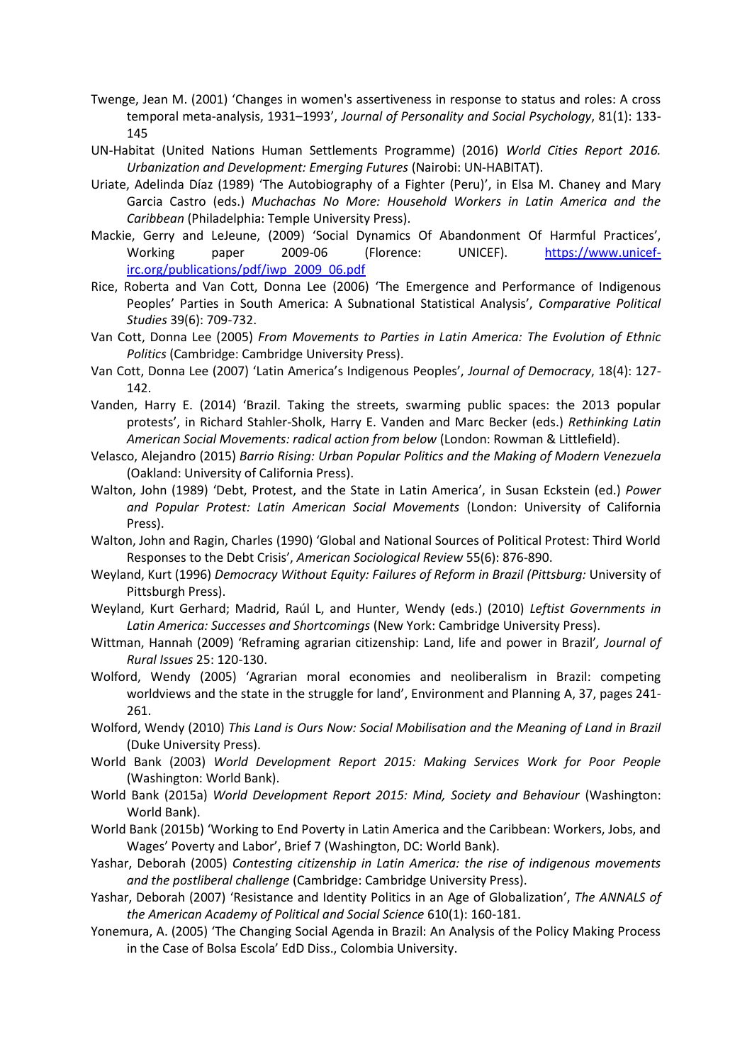Twenge, Jean M. (2001) 'Changes in women's assertiveness in response to status and roles: A cross temporal meta-analysis, 1931–1993', *Journal of Personality and Social Psychology*, 81(1): 133-145

UN-Habitat (United Nations Human Settlements Programme) (2016) *World Cities Report 2016. Urbanization and Development: Emerging Futures* (Nairobi: UN-HABITAT).

Uriate, Adelinda Díaz (1989) 'The Autobiography of a Fighter (Peru)', in Elsa M. Chaney and Mary Garcia Castro (eds.) *Muchachas No More: Household Workers in Latin America and the Caribbean* (Philadelphia: Temple University Press).

Mackie, Gerry and LeJeune, (2009) 'Social Dynamics Of Abandonment Of Harmful Practices', Working paper 2009-06 (Florence: UNICEF). https://www.unicef-irc.org/publications/pdf/iwp_2009_06.pdf

Rice, Roberta and Van Cott, Donna Lee (2006) 'The Emergence and Performance of Indigenous Peoples' Parties in South America: A Subnational Statistical Analysis', *Comparative Political Studies* 39(6): 709-732.

Van Cott, Donna Lee (2005) *From Movements to Parties in Latin America: The Evolution of Ethnic Politics* (Cambridge: Cambridge University Press).

Van Cott, Donna Lee (2007) 'Latin America's Indigenous Peoples', *Journal of Democracy*, 18(4): 127-142.

Vanden, Harry E. (2014) 'Brazil. Taking the streets, swarming public spaces: the 2013 popular protests', in Richard Stahler-Sholk, Harry E. Vanden and Marc Becker (eds.) *Rethinking Latin American Social Movements: radical action from below* (London: Rowman & Littlefield).

Velasco, Alejandro (2015) *Barrio Rising: Urban Popular Politics and the Making of Modern Venezuela* (Oakland: University of California Press).

Walton, John (1989) 'Debt, Protest, and the State in Latin America', in Susan Eckstein (ed.) *Power and Popular Protest: Latin American Social Movements* (London: University of California Press).

Walton, John and Ragin, Charles (1990) 'Global and National Sources of Political Protest: Third World Responses to the Debt Crisis', *American Sociological Review* 55(6): 876-890.

Weyland, Kurt (1996) *Democracy Without Equity: Failures of Reform in Brazil (Pittsburg:* University of Pittsburgh Press).

Weyland, Kurt Gerhard; Madrid, Raúl L, and Hunter, Wendy (eds.) (2010) *Leftist Governments in Latin America: Successes and Shortcomings* (New York: Cambridge University Press).

Wittman, Hannah (2009) 'Reframing agrarian citizenship: Land, life and power in Brazil'*, Journal of Rural Issues* 25: 120-130.

Wolford, Wendy (2005) 'Agrarian moral economies and neoliberalism in Brazil: competing worldviews and the state in the struggle for land', Environment and Planning A, 37, pages 241-261.

Wolford, Wendy (2010) *This Land is Ours Now: Social Mobilisation and the Meaning of Land in Brazil* (Duke University Press).

World Bank (2003) *World Development Report 2015: Making Services Work for Poor People* (Washington: World Bank).

World Bank (2015a) *World Development Report 2015: Mind, Society and Behaviour* (Washington: World Bank).

World Bank (2015b) 'Working to End Poverty in Latin America and the Caribbean: Workers, Jobs, and Wages' Poverty and Labor', Brief 7 (Washington, DC: World Bank).

Yashar, Deborah (2005) *Contesting citizenship in Latin America: the rise of indigenous movements and the postliberal challenge* (Cambridge: Cambridge University Press).

Yashar, Deborah (2007) 'Resistance and Identity Politics in an Age of Globalization', *The ANNALS of the American Academy of Political and Social Science* 610(1): 160-181.

Yonemura, A. (2005) 'The Changing Social Agenda in Brazil: An Analysis of the Policy Making Process in the Case of Bolsa Escola' EdD Diss., Colombia University.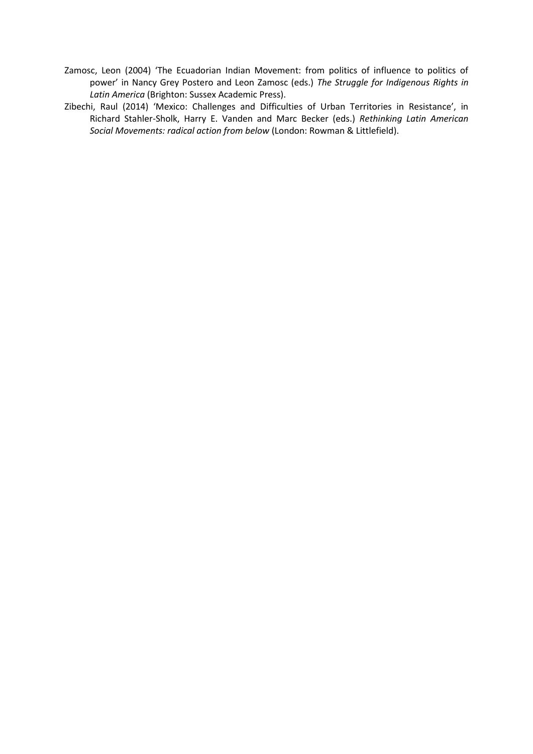Zamosc, Leon (2004) 'The Ecuadorian Indian Movement: from politics of influence to politics of power' in Nancy Grey Postero and Leon Zamosc (eds.) *The Struggle for Indigenous Rights in Latin America* (Brighton: Sussex Academic Press).

Zibechi, Raul (2014) 'Mexico: Challenges and Difficulties of Urban Territories in Resistance', in Richard Stahler-Sholk, Harry E. Vanden and Marc Becker (eds.) *Rethinking Latin American Social Movements: radical action from below* (London: Rowman & Littlefield).